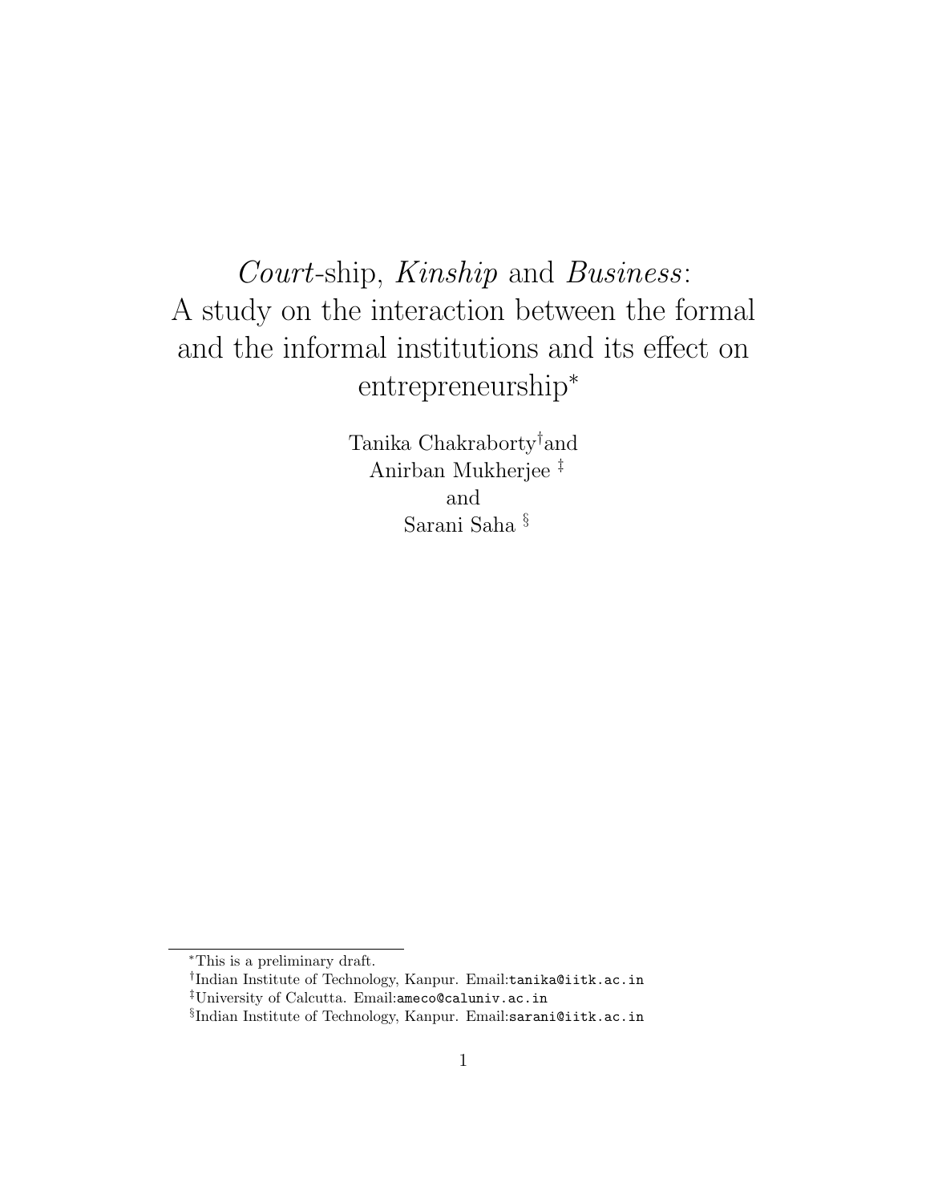# *Court*-ship, *Kinship* and *Business*: A study on the interaction between the formal and the informal institutions and its effect on entrepreneurship[*]

Tanika Chakraborty[†] and
Anirban Mukherjee [‡]
and
Sarani Saha [§]

---

[*] This is a preliminary draft.

[†] Indian Institute of Technology, Kanpur. Email: tanika@iitk.ac.in

[‡] University of Calcutta. Email: ameco@caluniv.ac.in

[§] Indian Institute of Technology, Kanpur. Email: sarani@iitk.ac.in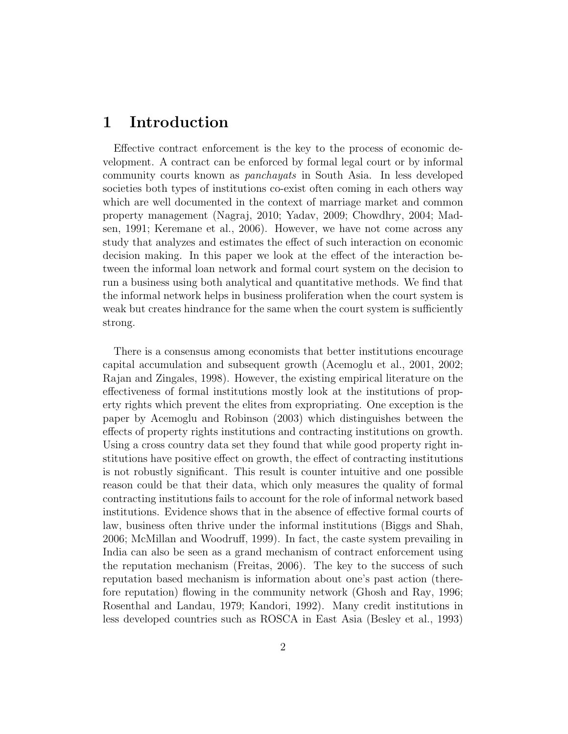# 1 Introduction

Effective contract enforcement is the key to the process of economic development. A contract can be enforced by formal legal court or by informal community courts known as *panchayats* in South Asia. In less developed societies both types of institutions co-exist often coming in each others way which are well documented in the context of marriage market and common property management (Nagraj, 2010; Yadav, 2009; Chowdhry, 2004; Madsen, 1991; Keremane et al., 2006). However, we have not come across any study that analyzes and estimates the effect of such interaction on economic decision making. In this paper we look at the effect of the interaction between the informal loan network and formal court system on the decision to run a business using both analytical and quantitative methods. We find that the informal network helps in business proliferation when the court system is weak but creates hindrance for the same when the court system is sufficiently strong.

There is a consensus among economists that better institutions encourage capital accumulation and subsequent growth (Acemoglu et al., 2001, 2002; Rajan and Zingales, 1998). However, the existing empirical literature on the effectiveness of formal institutions mostly look at the institutions of property rights which prevent the elites from expropriating. One exception is the paper by Acemoglu and Robinson (2003) which distinguishes between the effects of property rights institutions and contracting institutions on growth. Using a cross country data set they found that while good property right institutions have positive effect on growth, the effect of contracting institutions is not robustly significant. This result is counter intuitive and one possible reason could be that their data, which only measures the quality of formal contracting institutions fails to account for the role of informal network based institutions. Evidence shows that in the absence of effective formal courts of law, business often thrive under the informal institutions (Biggs and Shah, 2006; McMillan and Woodruff, 1999). In fact, the caste system prevailing in India can also be seen as a grand mechanism of contract enforcement using the reputation mechanism (Freitas, 2006). The key to the success of such reputation based mechanism is information about one's past action (therefore reputation) flowing in the community network (Ghosh and Ray, 1996; Rosenthal and Landau, 1979; Kandori, 1992). Many credit institutions in less developed countries such as ROSCA in East Asia (Besley et al., 1993)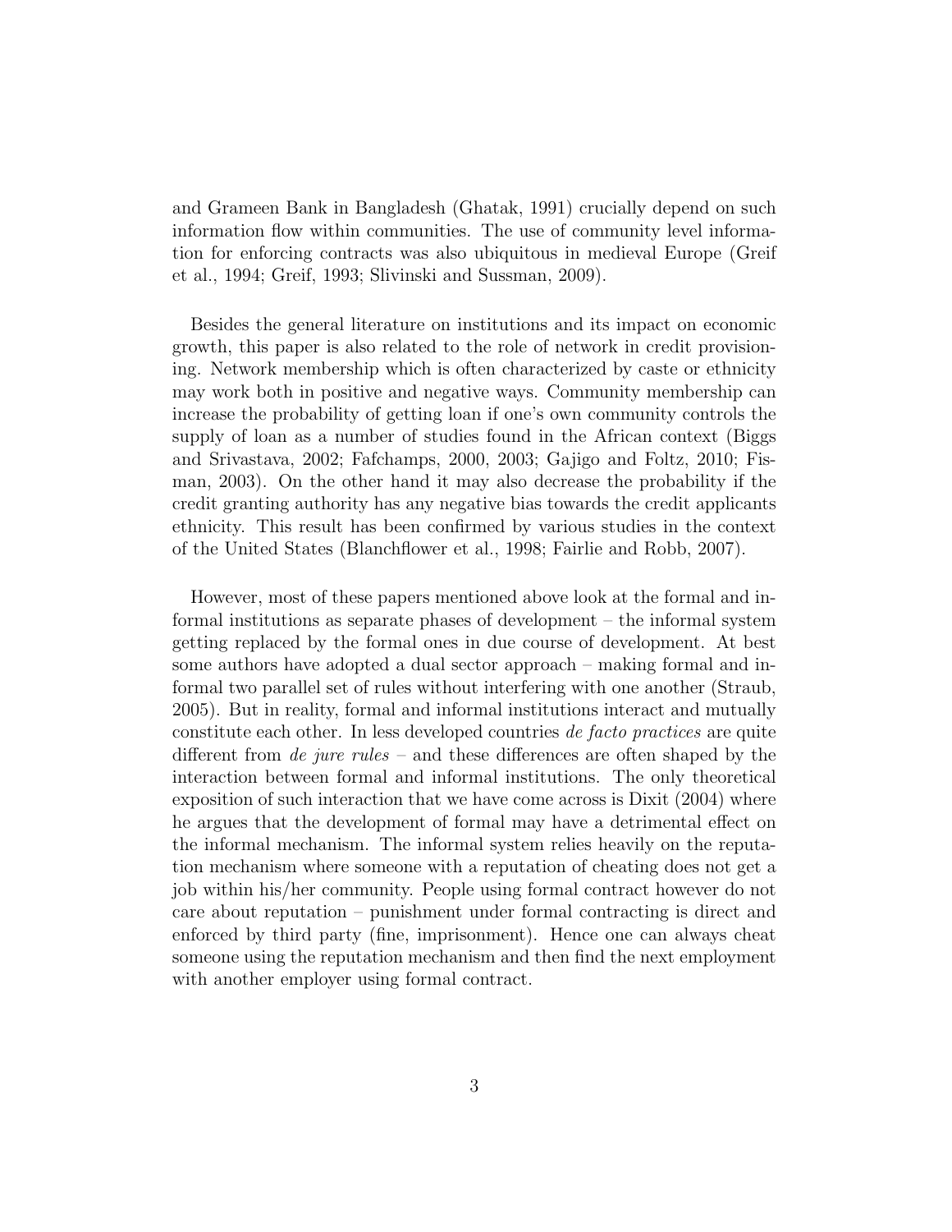and Grameen Bank in Bangladesh (Ghatak, 1991) crucially depend on such information flow within communities. The use of community level information for enforcing contracts was also ubiquitous in medieval Europe (Greif et al., 1994; Greif, 1993; Slivinski and Sussman, 2009).

Besides the general literature on institutions and its impact on economic growth, this paper is also related to the role of network in credit provisioning. Network membership which is often characterized by caste or ethnicity may work both in positive and negative ways. Community membership can increase the probability of getting loan if one's own community controls the supply of loan as a number of studies found in the African context (Biggs and Srivastava, 2002; Fafchamps, 2000, 2003; Gajigo and Foltz, 2010; Fisman, 2003). On the other hand it may also decrease the probability if the credit granting authority has any negative bias towards the credit applicants ethnicity. This result has been confirmed by various studies in the context of the United States (Blanchflower et al., 1998; Fairlie and Robb, 2007).

However, most of these papers mentioned above look at the formal and informal institutions as separate phases of development – the informal system getting replaced by the formal ones in due course of development. At best some authors have adopted a dual sector approach – making formal and informal two parallel set of rules without interfering with one another (Straub, 2005). But in reality, formal and informal institutions interact and mutually constitute each other. In less developed countries *de facto practices* are quite different from *de jure rules* – and these differences are often shaped by the interaction between formal and informal institutions. The only theoretical exposition of such interaction that we have come across is Dixit (2004) where he argues that the development of formal may have a detrimental effect on the informal mechanism. The informal system relies heavily on the reputation mechanism where someone with a reputation of cheating does not get a job within his/her community. People using formal contract however do not care about reputation – punishment under formal contracting is direct and enforced by third party (fine, imprisonment). Hence one can always cheat someone using the reputation mechanism and then find the next employment with another employer using formal contract.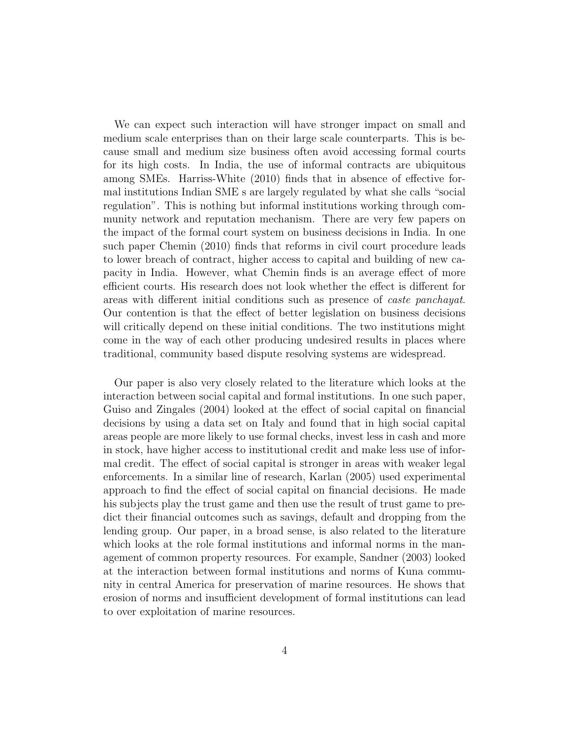We can expect such interaction will have stronger impact on small and medium scale enterprises than on their large scale counterparts. This is because small and medium size business often avoid accessing formal courts for its high costs. In India, the use of informal contracts are ubiquitous among SMEs. Harriss-White (2010) finds that in absence of effective formal institutions Indian SME s are largely regulated by what she calls "social regulation". This is nothing but informal institutions working through community network and reputation mechanism. There are very few papers on the impact of the formal court system on business decisions in India. In one such paper Chemin (2010) finds that reforms in civil court procedure leads to lower breach of contract, higher access to capital and building of new capacity in India. However, what Chemin finds is an average effect of more efficient courts. His research does not look whether the effect is different for areas with different initial conditions such as presence of *caste panchayat*. Our contention is that the effect of better legislation on business decisions will critically depend on these initial conditions. The two institutions might come in the way of each other producing undesired results in places where traditional, community based dispute resolving systems are widespread.

Our paper is also very closely related to the literature which looks at the interaction between social capital and formal institutions. In one such paper, Guiso and Zingales (2004) looked at the effect of social capital on financial decisions by using a data set on Italy and found that in high social capital areas people are more likely to use formal checks, invest less in cash and more in stock, have higher access to institutional credit and make less use of informal credit. The effect of social capital is stronger in areas with weaker legal enforcements. In a similar line of research, Karlan (2005) used experimental approach to find the effect of social capital on financial decisions. He made his subjects play the trust game and then use the result of trust game to predict their financial outcomes such as savings, default and dropping from the lending group. Our paper, in a broad sense, is also related to the literature which looks at the role formal institutions and informal norms in the management of common property resources. For example, Sandner (2003) looked at the interaction between formal institutions and norms of Kuna community in central America for preservation of marine resources. He shows that erosion of norms and insufficient development of formal institutions can lead to over exploitation of marine resources.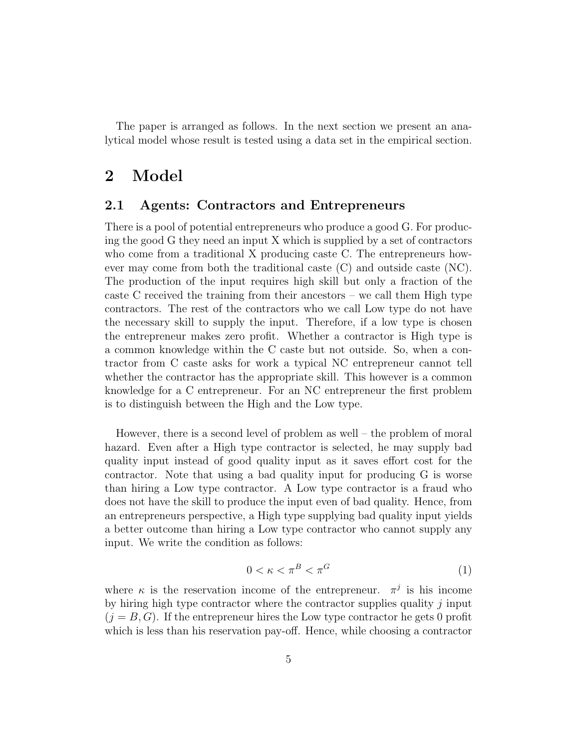The paper is arranged as follows. In the next section we present an analytical model whose result is tested using a data set in the empirical section.

# 2 Model

## 2.1 Agents: Contractors and Entrepreneurs

There is a pool of potential entrepreneurs who produce a good G. For producing the good G they need an input X which is supplied by a set of contractors who come from a traditional X producing caste C. The entrepreneurs however may come from both the traditional caste (C) and outside caste (NC). The production of the input requires high skill but only a fraction of the caste C received the training from their ancestors – we call them High type contractors. The rest of the contractors who we call Low type do not have the necessary skill to supply the input. Therefore, if a low type is chosen the entrepreneur makes zero profit. Whether a contractor is High type is a common knowledge within the C caste but not outside. So, when a contractor from C caste asks for work a typical NC entrepreneur cannot tell whether the contractor has the appropriate skill. This however is a common knowledge for a C entrepreneur. For an NC entrepreneur the first problem is to distinguish between the High and the Low type.

However, there is a second level of problem as well – the problem of moral hazard. Even after a High type contractor is selected, he may supply bad quality input instead of good quality input as it saves effort cost for the contractor. Note that using a bad quality input for producing G is worse than hiring a Low type contractor. A Low type contractor is a fraud who does not have the skill to produce the input even of bad quality. Hence, from an entrepreneurs perspective, a High type supplying bad quality input yields a better outcome than hiring a Low type contractor who cannot supply any input. We write the condition as follows:

$$0 < \kappa < \pi^B < \pi^G \tag{1}$$

where $\kappa$ is the reservation income of the entrepreneur. $\pi^j$ is his income by hiring high type contractor where the contractor supplies quality $j$ input ($j = B, G$). If the entrepreneur hires the Low type contractor he gets 0 profit which is less than his reservation pay-off. Hence, while choosing a contractor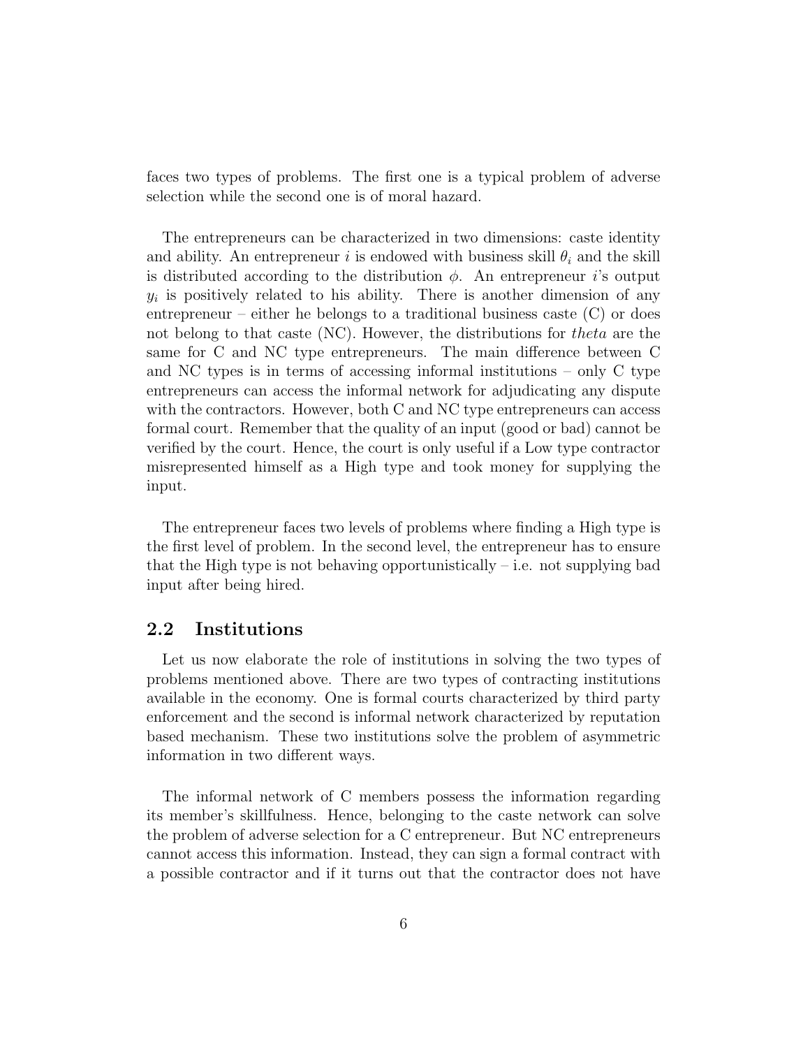faces two types of problems. The first one is a typical problem of adverse selection while the second one is of moral hazard.

The entrepreneurs can be characterized in two dimensions: caste identity and ability. An entrepreneur $i$ is endowed with business skill $\theta_i$ and the skill is distributed according to the distribution $\phi$. An entrepreneur $i$'s output $y_i$ is positively related to his ability. There is another dimension of any entrepreneur – either he belongs to a traditional business caste (C) or does not belong to that caste (NC). However, the distributions for *theta* are the same for C and NC type entrepreneurs. The main difference between C and NC types is in terms of accessing informal institutions – only C type entrepreneurs can access the informal network for adjudicating any dispute with the contractors. However, both C and NC type entrepreneurs can access formal court. Remember that the quality of an input (good or bad) cannot be verified by the court. Hence, the court is only useful if a Low type contractor misrepresented himself as a High type and took money for supplying the input.

The entrepreneur faces two levels of problems where finding a High type is the first level of problem. In the second level, the entrepreneur has to ensure that the High type is not behaving opportunistically – i.e. not supplying bad input after being hired.

## 2.2 Institutions

Let us now elaborate the role of institutions in solving the two types of problems mentioned above. There are two types of contracting institutions available in the economy. One is formal courts characterized by third party enforcement and the second is informal network characterized by reputation based mechanism. These two institutions solve the problem of asymmetric information in two different ways.

The informal network of C members possess the information regarding its member's skillfulness. Hence, belonging to the caste network can solve the problem of adverse selection for a C entrepreneur. But NC entrepreneurs cannot access this information. Instead, they can sign a formal contract with a possible contractor and if it turns out that the contractor does not have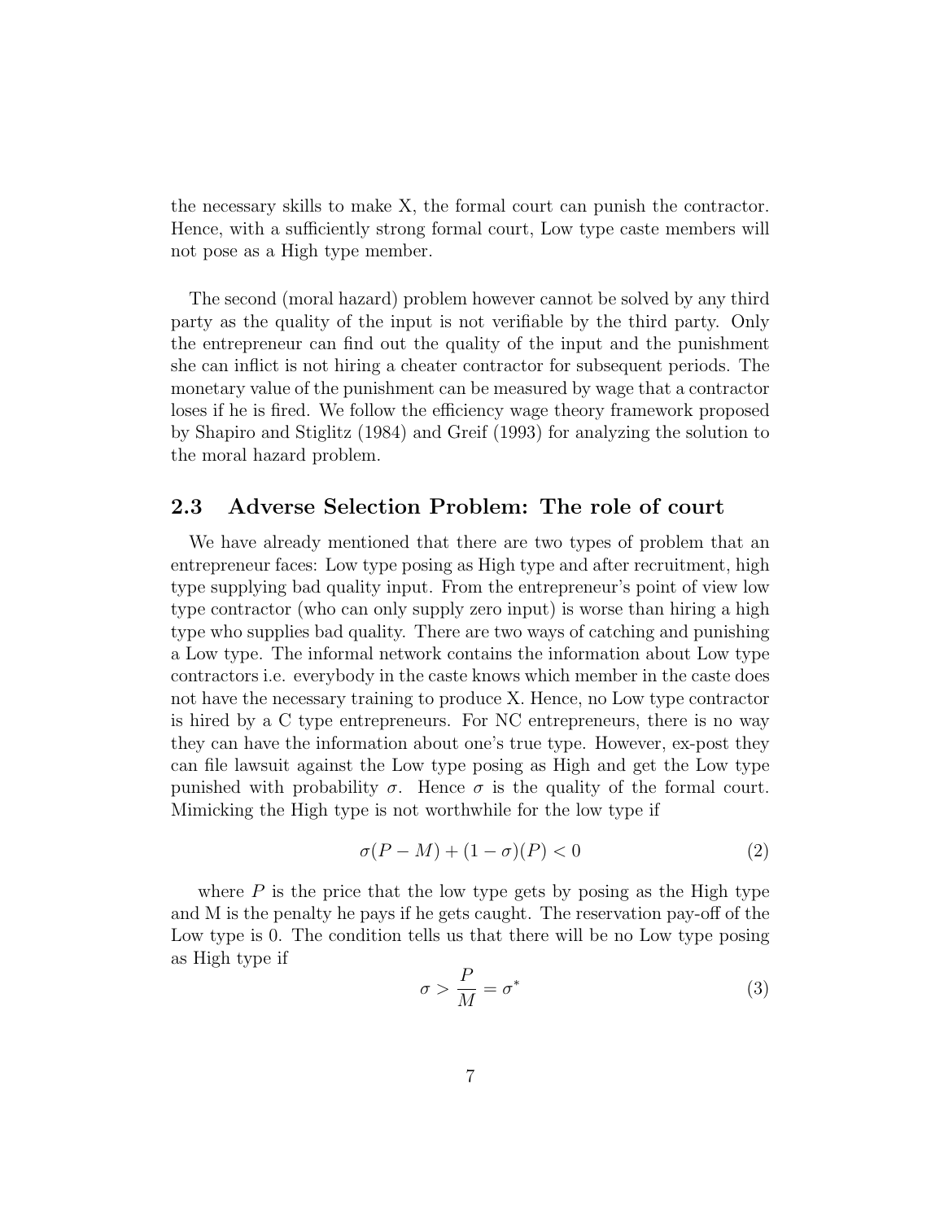the necessary skills to make X, the formal court can punish the contractor. Hence, with a sufficiently strong formal court, Low type caste members will not pose as a High type member.

The second (moral hazard) problem however cannot be solved by any third party as the quality of the input is not verifiable by the third party. Only the entrepreneur can find out the quality of the input and the punishment she can inflict is not hiring a cheater contractor for subsequent periods. The monetary value of the punishment can be measured by wage that a contractor loses if he is fired. We follow the efficiency wage theory framework proposed by Shapiro and Stiglitz (1984) and Greif (1993) for analyzing the solution to the moral hazard problem.

## 2.3 Adverse Selection Problem: The role of court

We have already mentioned that there are two types of problem that an entrepreneur faces: Low type posing as High type and after recruitment, high type supplying bad quality input. From the entrepreneur's point of view low type contractor (who can only supply zero input) is worse than hiring a high type who supplies bad quality. There are two ways of catching and punishing a Low type. The informal network contains the information about Low type contractors i.e. everybody in the caste knows which member in the caste does not have the necessary training to produce X. Hence, no Low type contractor is hired by a C type entrepreneurs. For NC entrepreneurs, there is no way they can have the information about one's true type. However, ex-post they can file lawsuit against the Low type posing as High and get the Low type punished with probability $\sigma$. Hence $\sigma$ is the quality of the formal court. Mimicking the High type is not worthwhile for the low type if

$$\sigma(P - M) + (1 - \sigma)(P) < 0 \tag{2}$$

where $P$ is the price that the low type gets by posing as the High type and M is the penalty he pays if he gets caught. The reservation pay-off of the Low type is 0. The condition tells us that there will be no Low type posing as High type if

$$\sigma > \frac{P}{M} = \sigma^* \tag{3}$$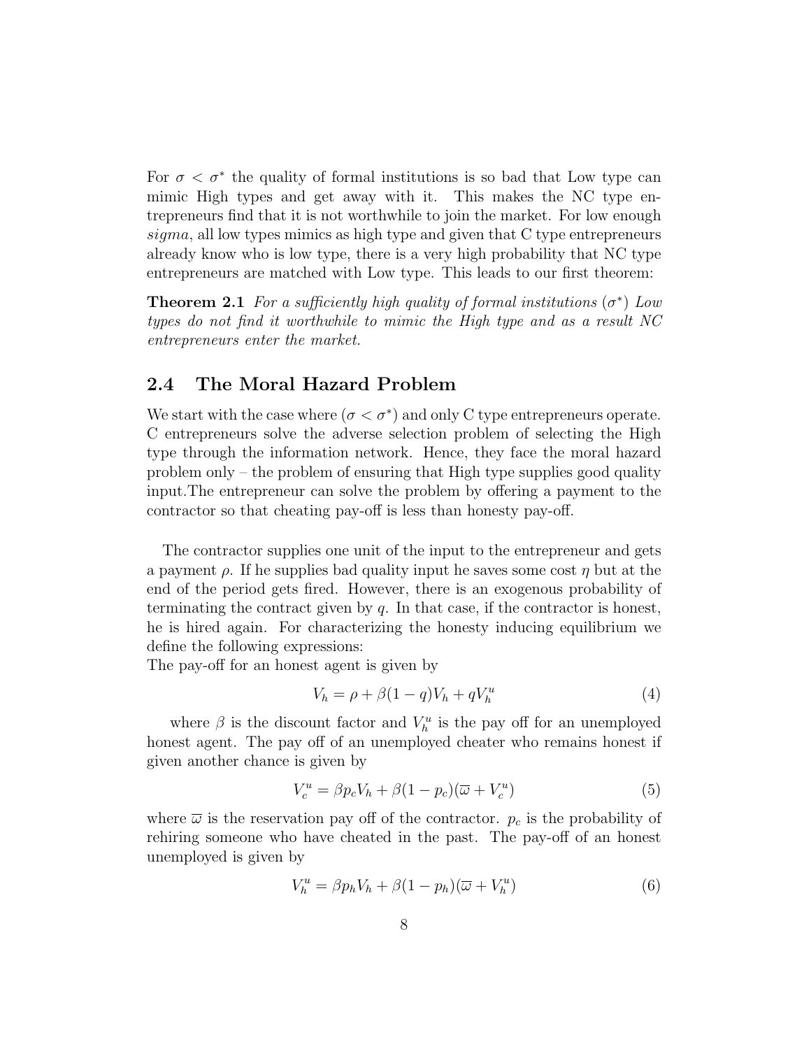For $\sigma < \sigma^*$ the quality of formal institutions is so bad that Low type can mimic High types and get away with it. This makes the NC type entrepreneurs find that it is not worthwhile to join the market. For low enough *sigma*, all low types mimics as high type and given that C type entrepreneurs already know who is low type, there is a very high probability that NC type entrepreneurs are matched with Low type. This leads to our first theorem:

**Theorem 2.1** *For a sufficiently high quality of formal institutions ($\sigma^*$) Low types do not find it worthwhile to mimic the High type and as a result NC entrepreneurs enter the market.*

## 2.4 The Moral Hazard Problem

We start with the case where ($\sigma < \sigma^*$) and only C type entrepreneurs operate. C entrepreneurs solve the adverse selection problem of selecting the High type through the information network. Hence, they face the moral hazard problem only – the problem of ensuring that High type supplies good quality input.The entrepreneur can solve the problem by offering a payment to the contractor so that cheating pay-off is less than honesty pay-off.

The contractor supplies one unit of the input to the entrepreneur and gets a payment $\rho$. If he supplies bad quality input he saves some cost $\eta$ but at the end of the period gets fired. However, there is an exogenous probability of terminating the contract given by $q$. In that case, if the contractor is honest, he is hired again. For characterizing the honesty inducing equilibrium we define the following expressions:
The pay-off for an honest agent is given by

$$V_h = \rho + \beta(1-q)V_h + qV_h^u \tag{4}$$

where $\beta$ is the discount factor and $V_h^u$ is the pay off for an unemployed honest agent. The pay off of an unemployed cheater who remains honest if given another chance is given by

$$V_c^u = \beta p_c V_h + \beta(1-p_c)(\overline{\omega} + V_c^u) \tag{5}$$

where $\overline{\omega}$ is the reservation pay off of the contractor. $p_c$ is the probability of rehiring someone who have cheated in the past. The pay-off of an honest unemployed is given by

$$V_h^u = \beta p_h V_h + \beta(1-p_h)(\overline{\omega} + V_h^u) \tag{6}$$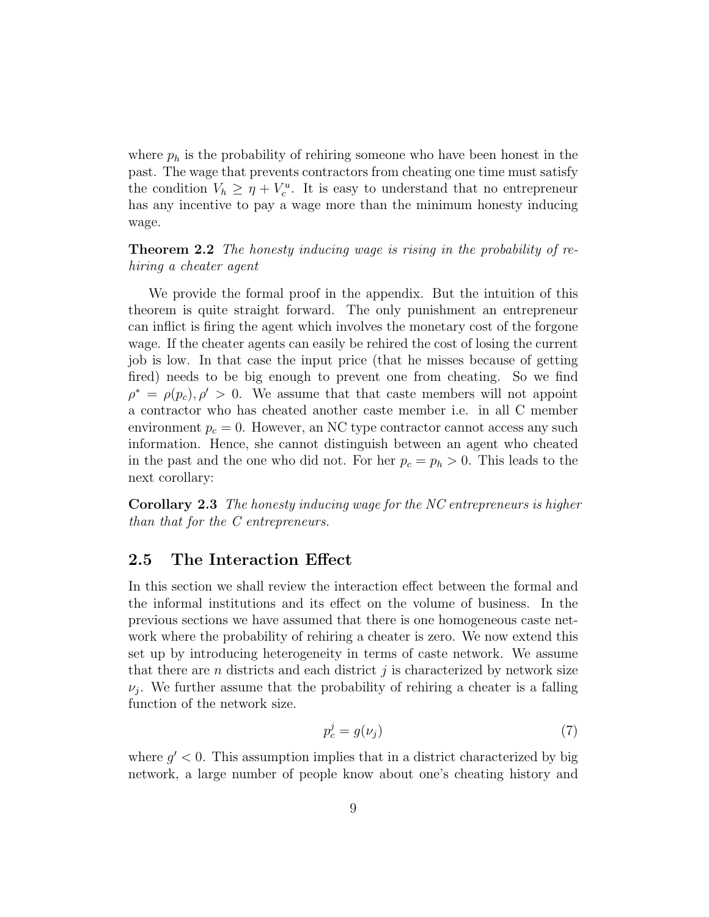where $p_h$ is the probability of rehiring someone who have been honest in the past. The wage that prevents contractors from cheating one time must satisfy the condition $V_h \geq \eta + V_c^u$. It is easy to understand that no entrepreneur has any incentive to pay a wage more than the minimum honesty inducing wage.

**Theorem 2.2** *The honesty inducing wage is rising in the probability of rehiring a cheater agent*

We provide the formal proof in the appendix. But the intuition of this theorem is quite straight forward. The only punishment an entrepreneur can inflict is firing the agent which involves the monetary cost of the forgone wage. If the cheater agents can easily be rehired the cost of losing the current job is low. In that case the input price (that he misses because of getting fired) needs to be big enough to prevent one from cheating. So we find $\rho^* = \rho(p_c), \rho' > 0$. We assume that that caste members will not appoint a contractor who has cheated another caste member i.e. in all C member environment $p_c = 0$. However, an NC type contractor cannot access any such information. Hence, she cannot distinguish between an agent who cheated in the past and the one who did not. For her $p_c = p_h > 0$. This leads to the next corollary:

**Corollary 2.3** *The honesty inducing wage for the NC entrepreneurs is higher than that for the C entrepreneurs.*

## 2.5 The Interaction Effect

In this section we shall review the interaction effect between the formal and the informal institutions and its effect on the volume of business. In the previous sections we have assumed that there is one homogeneous caste network where the probability of rehiring a cheater is zero. We now extend this set up by introducing heterogeneity in terms of caste network. We assume that there are $n$ districts and each district $j$ is characterized by network size $\nu_j$. We further assume that the probability of rehiring a cheater is a falling function of the network size.

$$p_c^j = g(\nu_j) \tag{7}$$

where $g' < 0$. This assumption implies that in a district characterized by big network, a large number of people know about one's cheating history and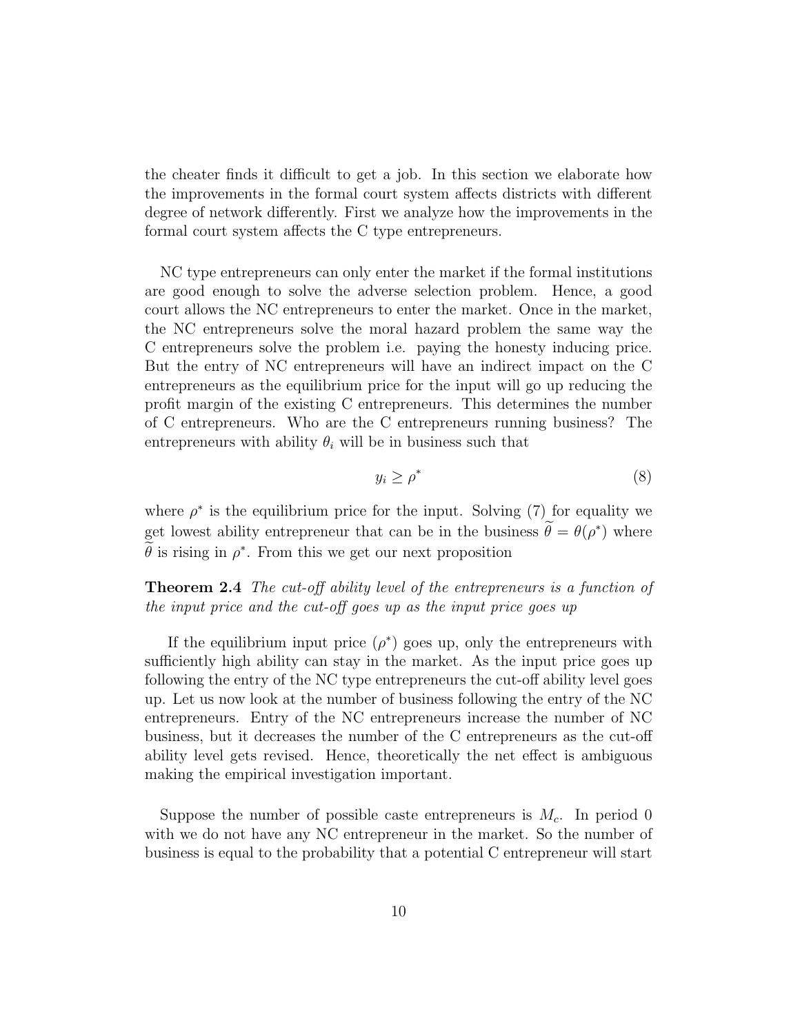the cheater finds it difficult to get a job. In this section we elaborate how the improvements in the formal court system affects districts with different degree of network differently. First we analyze how the improvements in the formal court system affects the C type entrepreneurs.

NC type entrepreneurs can only enter the market if the formal institutions are good enough to solve the adverse selection problem. Hence, a good court allows the NC entrepreneurs to enter the market. Once in the market, the NC entrepreneurs solve the moral hazard problem the same way the C entrepreneurs solve the problem i.e. paying the honesty inducing price. But the entry of NC entrepreneurs will have an indirect impact on the C entrepreneurs as the equilibrium price for the input will go up reducing the profit margin of the existing C entrepreneurs. This determines the number of C entrepreneurs. Who are the C entrepreneurs running business? The entrepreneurs with ability $\theta_i$ will be in business such that

$$y_i \geq \rho^* \tag{8}$$

where $\rho^*$ is the equilibrium price for the input. Solving (7) for equality we get lowest ability entrepreneur that can be in the business $\widetilde{\theta} = \theta(\rho^*)$ where $\widetilde{\theta}$ is rising in $\rho^*$. From this we get our next proposition

**Theorem 2.4** *The cut-off ability level of the entrepreneurs is a function of the input price and the cut-off goes up as the input price goes up*

If the equilibrium input price ($\rho^*$) goes up, only the entrepreneurs with sufficiently high ability can stay in the market. As the input price goes up following the entry of the NC type entrepreneurs the cut-off ability level goes up. Let us now look at the number of business following the entry of the NC entrepreneurs. Entry of the NC entrepreneurs increase the number of NC business, but it decreases the number of the C entrepreneurs as the cut-off ability level gets revised. Hence, theoretically the net effect is ambiguous making the empirical investigation important.

Suppose the number of possible caste entrepreneurs is $M_c$. In period 0 with we do not have any NC entrepreneur in the market. So the number of business is equal to the probability that a potential C entrepreneur will start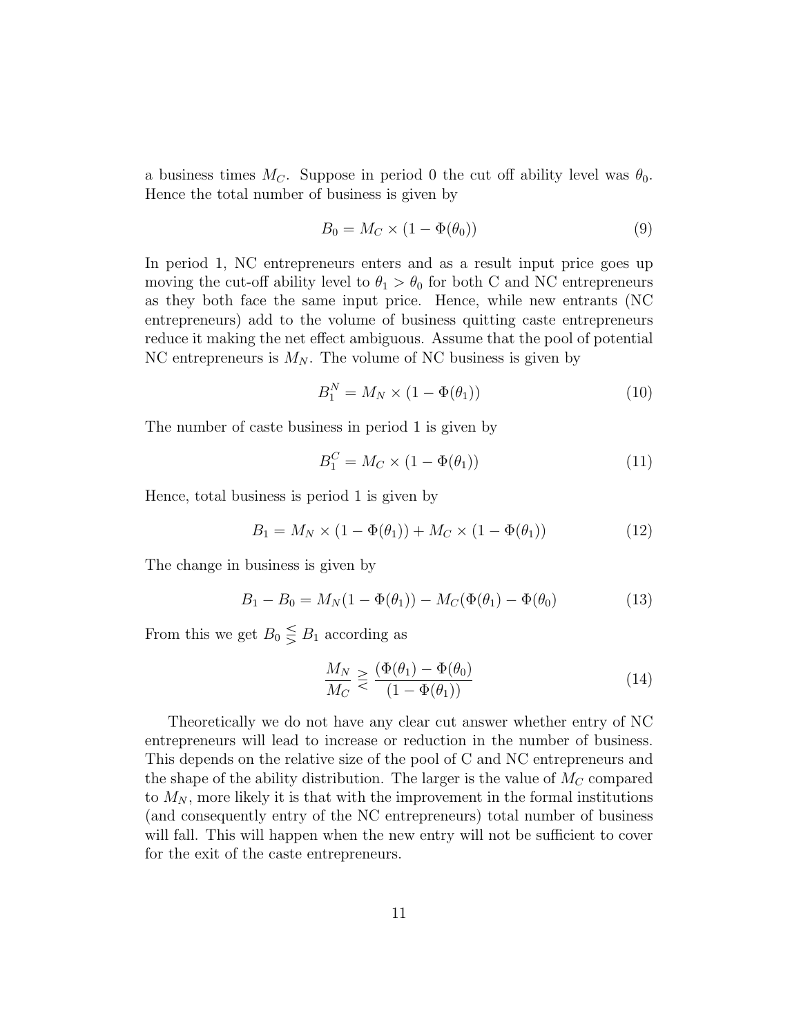a business times $M_C$. Suppose in period 0 the cut off ability level was $\theta_0$. Hence the total number of business is given by

$$B_0 = M_C \times (1 - \Phi(\theta_0)) \tag{9}$$

In period 1, NC entrepreneurs enters and as a result input price goes up moving the cut-off ability level to $\theta_1 > \theta_0$ for both C and NC entrepreneurs as they both face the same input price. Hence, while new entrants (NC entrepreneurs) add to the volume of business quitting caste entrepreneurs reduce it making the net effect ambiguous. Assume that the pool of potential NC entrepreneurs is $M_N$. The volume of NC business is given by

$$B_1^N = M_N \times (1 - \Phi(\theta_1)) \tag{10}$$

The number of caste business in period 1 is given by

$$B_1^C = M_C \times (1 - \Phi(\theta_1)) \tag{11}$$

Hence, total business is period 1 is given by

$$B_1 = M_N \times (1 - \Phi(\theta_1)) + M_C \times (1 - \Phi(\theta_1)) \tag{12}$$

The change in business is given by

$$B_1 - B_0 = M_N(1 - \Phi(\theta_1)) - M_C(\Phi(\theta_1) - \Phi(\theta_0) \tag{13}$$

From this we get $B_0 \lesseqgtr B_1$ according as

$$\frac{M_N}{M_C} \gtreqless \frac{(\Phi(\theta_1) - \Phi(\theta_0))}{(1 - \Phi(\theta_1))} \tag{14}$$

Theoretically we do not have any clear cut answer whether entry of NC entrepreneurs will lead to increase or reduction in the number of business. This depends on the relative size of the pool of C and NC entrepreneurs and the shape of the ability distribution. The larger is the value of $M_C$ compared to $M_N$, more likely it is that with the improvement in the formal institutions (and consequently entry of the NC entrepreneurs) total number of business will fall. This will happen when the new entry will not be sufficient to cover for the exit of the caste entrepreneurs.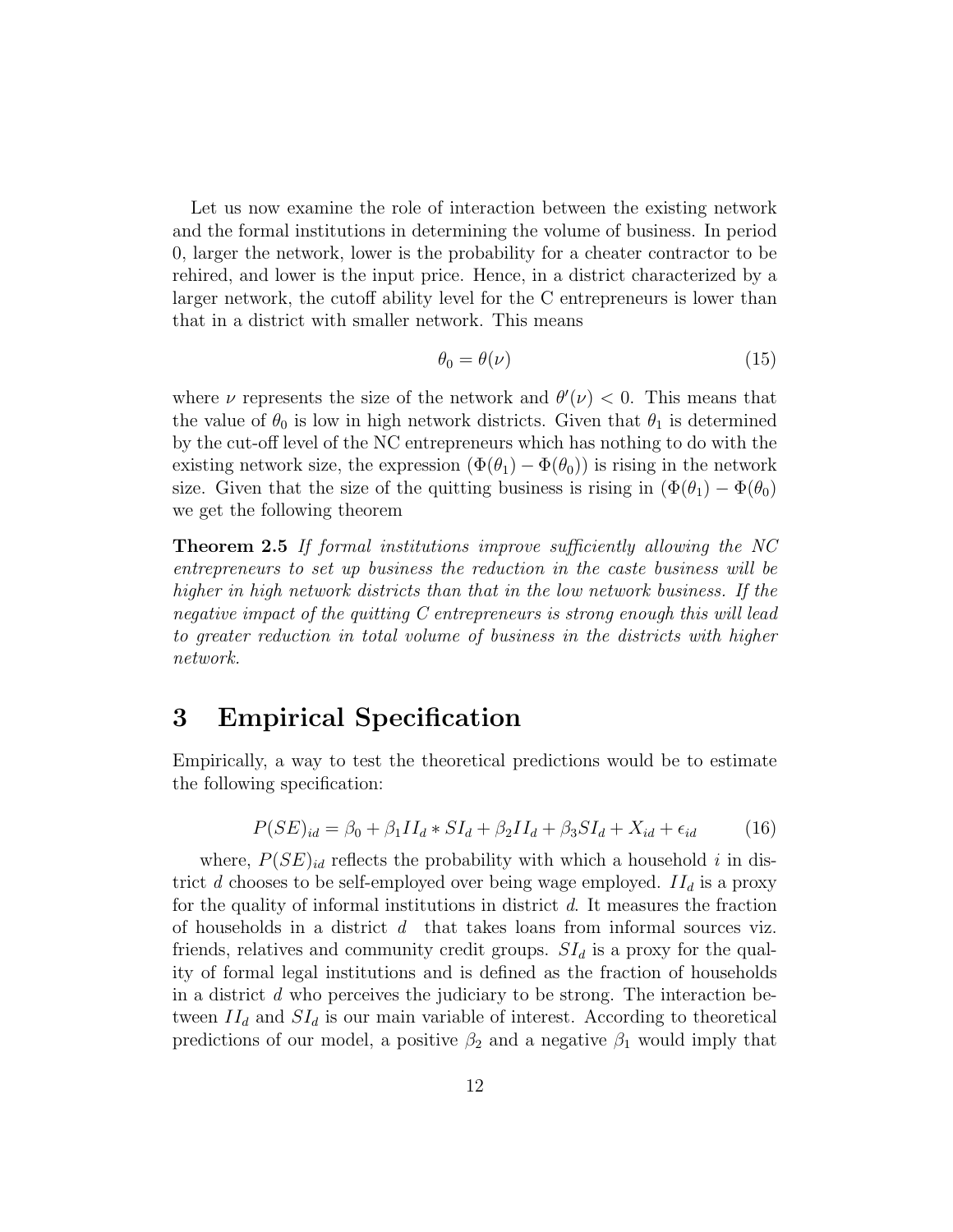Let us now examine the role of interaction between the existing network and the formal institutions in determining the volume of business. In period 0, larger the network, lower is the probability for a cheater contractor to be rehired, and lower is the input price. Hence, in a district characterized by a larger network, the cutoff ability level for the C entrepreneurs is lower than that in a district with smaller network. This means

$$\theta_0 = \theta(\nu) \tag{15}$$

where $\nu$ represents the size of the network and $\theta'(\nu) < 0$. This means that the value of $\theta_0$ is low in high network districts. Given that $\theta_1$ is determined by the cut-off level of the NC entrepreneurs which has nothing to do with the existing network size, the expression $(\Phi(\theta_1) - \Phi(\theta_0))$ is rising in the network size. Given that the size of the quitting business is rising in $(\Phi(\theta_1) - \Phi(\theta_0)$ we get the following theorem

**Theorem 2.5** *If formal institutions improve sufficiently allowing the NC entrepreneurs to set up business the reduction in the caste business will be higher in high network districts than that in the low network business. If the negative impact of the quitting C entrepreneurs is strong enough this will lead to greater reduction in total volume of business in the districts with higher network.*

# 3 Empirical Specification

Empirically, a way to test the theoretical predictions would be to estimate the following specification:

$$P(SE)_{id} = \beta_0 + \beta_1 II_d * SI_d + \beta_2 II_d + \beta_3 SI_d + X_{id} + \epsilon_{id} \tag{16}$$

where, $P(SE)_{id}$ reflects the probability with which a household $i$ in district $d$ chooses to be self-employed over being wage employed. $II_d$ is a proxy for the quality of informal institutions in district $d$. It measures the fraction of households in a district $d$ that takes loans from informal sources viz. friends, relatives and community credit groups. $SI_d$ is a proxy for the quality of formal legal institutions and is defined as the fraction of households in a district $d$ who perceives the judiciary to be strong. The interaction between $II_d$ and $SI_d$ is our main variable of interest. According to theoretical predictions of our model, a positive $\beta_2$ and a negative $\beta_1$ would imply that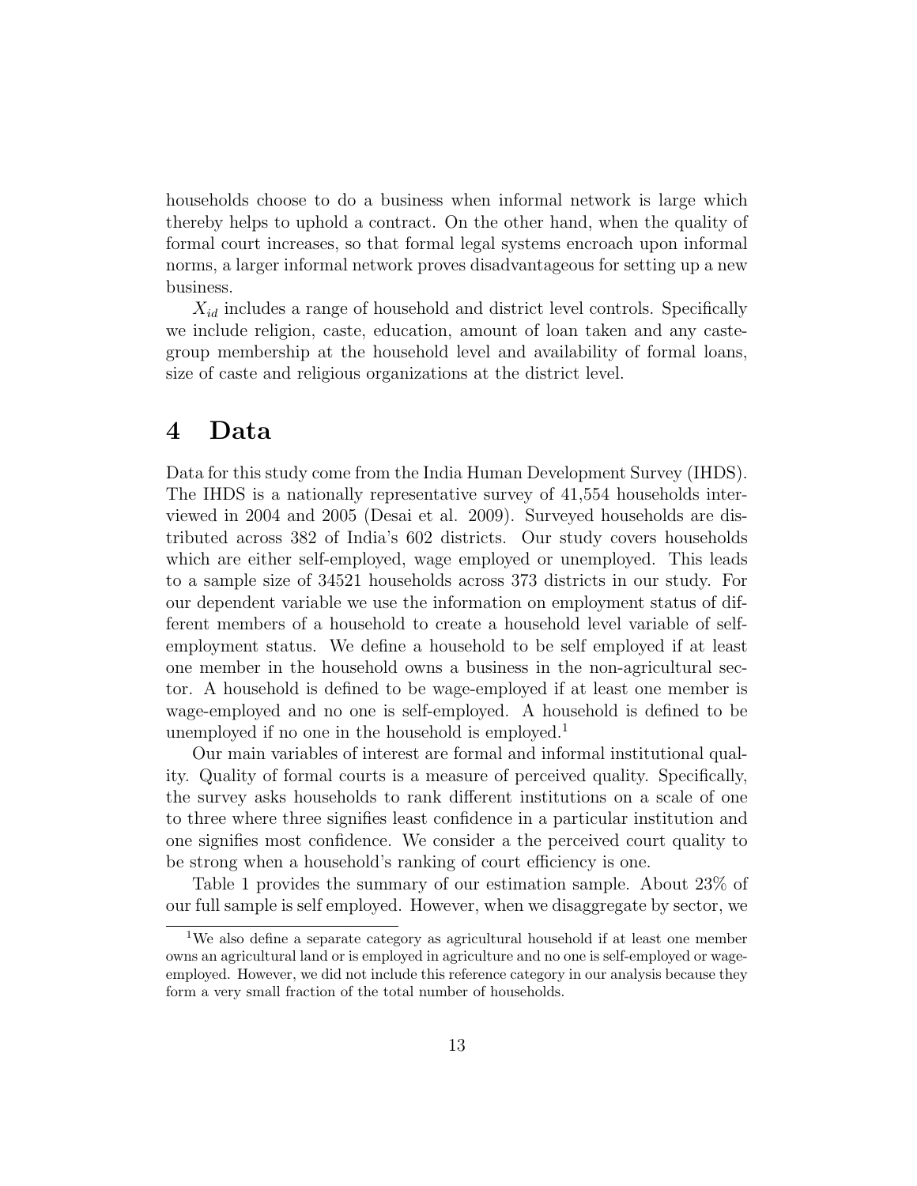households choose to do a business when informal network is large which thereby helps to uphold a contract. On the other hand, when the quality of formal court increases, so that formal legal systems encroach upon informal norms, a larger informal network proves disadvantageous for setting up a new business.

$X_{id}$ includes a range of household and district level controls. Specifically we include religion, caste, education, amount of loan taken and any caste-group membership at the household level and availability of formal loans, size of caste and religious organizations at the district level.

# 4 Data

Data for this study come from the India Human Development Survey (IHDS). The IHDS is a nationally representative survey of 41,554 households interviewed in 2004 and 2005 (Desai et al. 2009). Surveyed households are distributed across 382 of India's 602 districts. Our study covers households which are either self-employed, wage employed or unemployed. This leads to a sample size of 34521 households across 373 districts in our study. For our dependent variable we use the information on employment status of different members of a household to create a household level variable of self-employment status. We define a household to be self employed if at least one member in the household owns a business in the non-agricultural sector. A household is defined to be wage-employed if at least one member is wage-employed and no one is self-employed. A household is defined to be unemployed if no one in the household is employed.[1]

Our main variables of interest are formal and informal institutional quality. Quality of formal courts is a measure of perceived quality. Specifically, the survey asks households to rank different institutions on a scale of one to three where three signifies least confidence in a particular institution and one signifies most confidence. We consider a the perceived court quality to be strong when a household's ranking of court efficiency is one.

Table 1 provides the summary of our estimation sample. About 23% of our full sample is self employed. However, when we disaggregate by sector, we

[1] We also define a separate category as agricultural household if at least one member owns an agricultural land or is employed in agriculture and no one is self-employed or wage-employed. However, we did not include this reference category in our analysis because they form a very small fraction of the total number of households.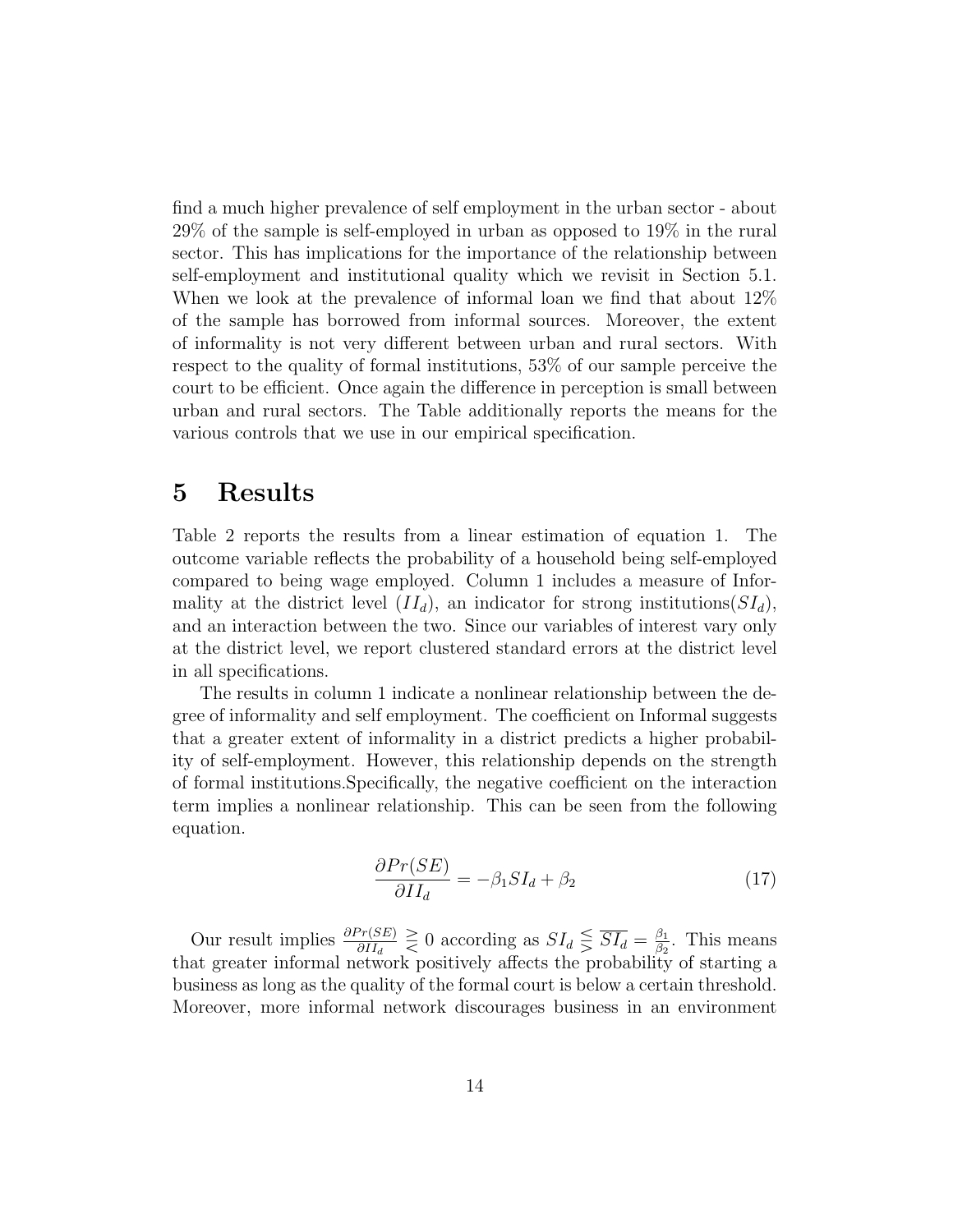find a much higher prevalence of self employment in the urban sector - about 29% of the sample is self-employed in urban as opposed to 19% in the rural sector. This has implications for the importance of the relationship between self-employment and institutional quality which we revisit in Section 5.1. When we look at the prevalence of informal loan we find that about 12% of the sample has borrowed from informal sources. Moreover, the extent of informality is not very different between urban and rural sectors. With respect to the quality of formal institutions, 53% of our sample perceive the court to be efficient. Once again the difference in perception is small between urban and rural sectors. The Table additionally reports the means for the various controls that we use in our empirical specification.

# 5 Results

Table 2 reports the results from a linear estimation of equation 1. The outcome variable reflects the probability of a household being self-employed compared to being wage employed. Column 1 includes a measure of Informality at the district level ($II_d$), an indicator for strong institutions($SI_d$), and an interaction between the two. Since our variables of interest vary only at the district level, we report clustered standard errors at the district level in all specifications.

The results in column 1 indicate a nonlinear relationship between the degree of informality and self employment. The coefficient on Informal suggests that a greater extent of informality in a district predicts a higher probability of self-employment. However, this relationship depends on the strength of formal institutions.Specifically, the negative coefficient on the interaction term implies a nonlinear relationship. This can be seen from the following equation.

$$\frac{\partial Pr(SE)}{\partial II_d} = -\beta_1 SI_d + \beta_2 \tag{17}$$

Our result implies $\frac{\partial Pr(SE)}{\partial II_d} \gtreqless 0$ according as $SI_d \lesseqgtr \overline{SI_d} = \frac{\beta_1}{\beta_2}$. This means that greater informal network positively affects the probability of starting a business as long as the quality of the formal court is below a certain threshold. Moreover, more informal network discourages business in an environment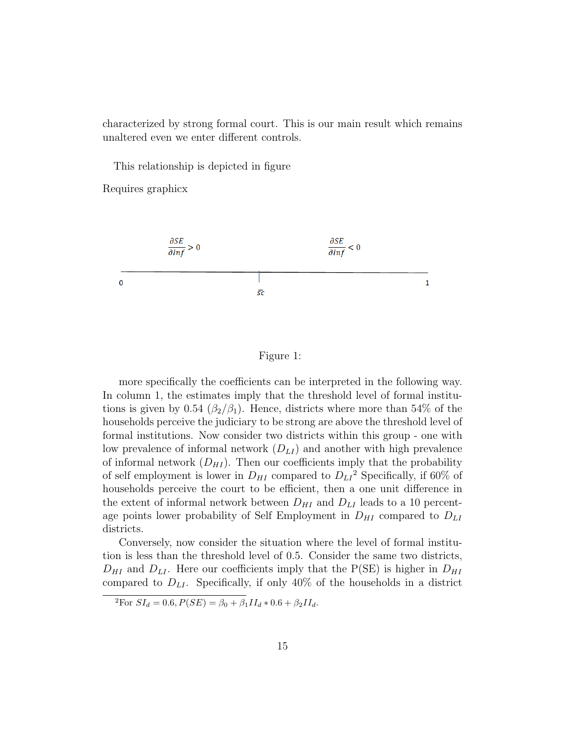characterized by strong formal court. This is our main result which remains unaltered even we enter different controls.

This relationship is depicted in figure

Requires graphicx

$\frac{\partial SE}{\partial Inf} > 0$ $\frac{\partial SE}{\partial Inf} < 0$

0 $\overline{sc}$ 1

Figure 1:

more specifically the coefficients can be interpreted in the following way. In column 1, the estimates imply that the threshold level of formal institutions is given by 0.54 ($\beta_2/\beta_1$). Hence, districts where more than 54% of the households perceive the judiciary to be strong are above the threshold level of formal institutions. Now consider two districts within this group - one with low prevalence of informal network ($D_{LI}$) and another with high prevalence of informal network ($D_{HI}$). Then our coefficients imply that the probability of self employment is lower in $D_{HI}$ compared to $D_{LI}$[2] Specifically, if 60% of households perceive the court to be efficient, then a one unit difference in the extent of informal network between $D_{HI}$ and $D_{LI}$ leads to a 10 percentage points lower probability of Self Employment in $D_{HI}$ compared to $D_{LI}$ districts.

Conversely, now consider the situation where the level of formal institution is less than the threshold level of 0.5. Consider the same two districts, $D_{HI}$ and $D_{LI}$. Here our coefficients imply that the P(SE) is higher in $D_{HI}$ compared to $D_{LI}$. Specifically, if only 40% of the households in a district

[2]For $SI_d = 0.6, P(SE) = \beta_0 + \beta_1 II_d * 0.6 + \beta_2 II_d$.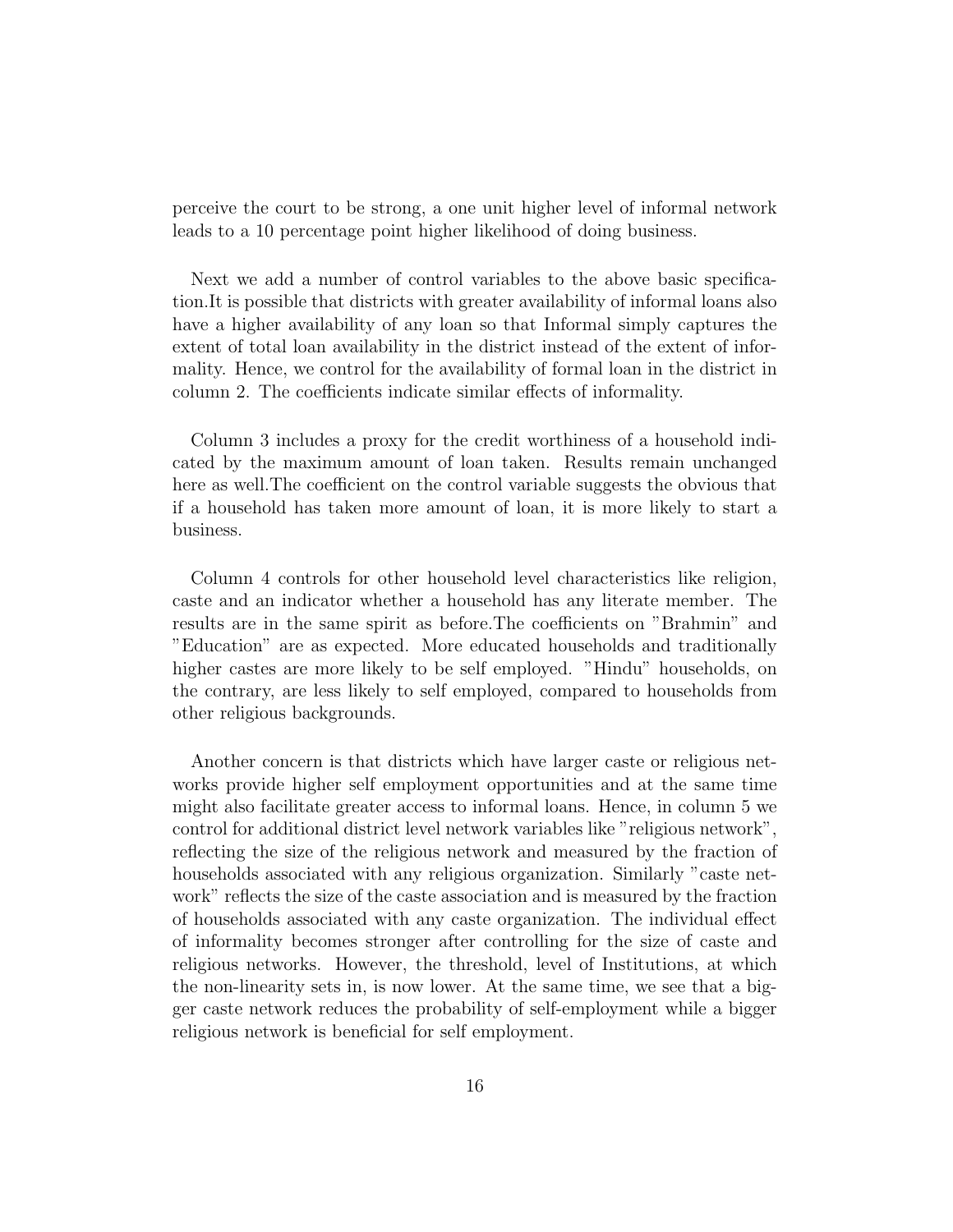perceive the court to be strong, a one unit higher level of informal network leads to a 10 percentage point higher likelihood of doing business.

Next we add a number of control variables to the above basic specification.It is possible that districts with greater availability of informal loans also have a higher availability of any loan so that Informal simply captures the extent of total loan availability in the district instead of the extent of informality. Hence, we control for the availability of formal loan in the district in column 2. The coefficients indicate similar effects of informality.

Column 3 includes a proxy for the credit worthiness of a household indicated by the maximum amount of loan taken. Results remain unchanged here as well.The coefficient on the control variable suggests the obvious that if a household has taken more amount of loan, it is more likely to start a business.

Column 4 controls for other household level characteristics like religion, caste and an indicator whether a household has any literate member. The results are in the same spirit as before.The coefficients on "Brahmin" and "Education" are as expected. More educated households and traditionally higher castes are more likely to be self employed. "Hindu" households, on the contrary, are less likely to self employed, compared to households from other religious backgrounds.

Another concern is that districts which have larger caste or religious networks provide higher self employment opportunities and at the same time might also facilitate greater access to informal loans. Hence, in column 5 we control for additional district level network variables like "religious network", reflecting the size of the religious network and measured by the fraction of households associated with any religious organization. Similarly "caste network" reflects the size of the caste association and is measured by the fraction of households associated with any caste organization. The individual effect of informality becomes stronger after controlling for the size of caste and religious networks. However, the threshold, level of Institutions, at which the non-linearity sets in, is now lower. At the same time, we see that a bigger caste network reduces the probability of self-employment while a bigger religious network is beneficial for self employment.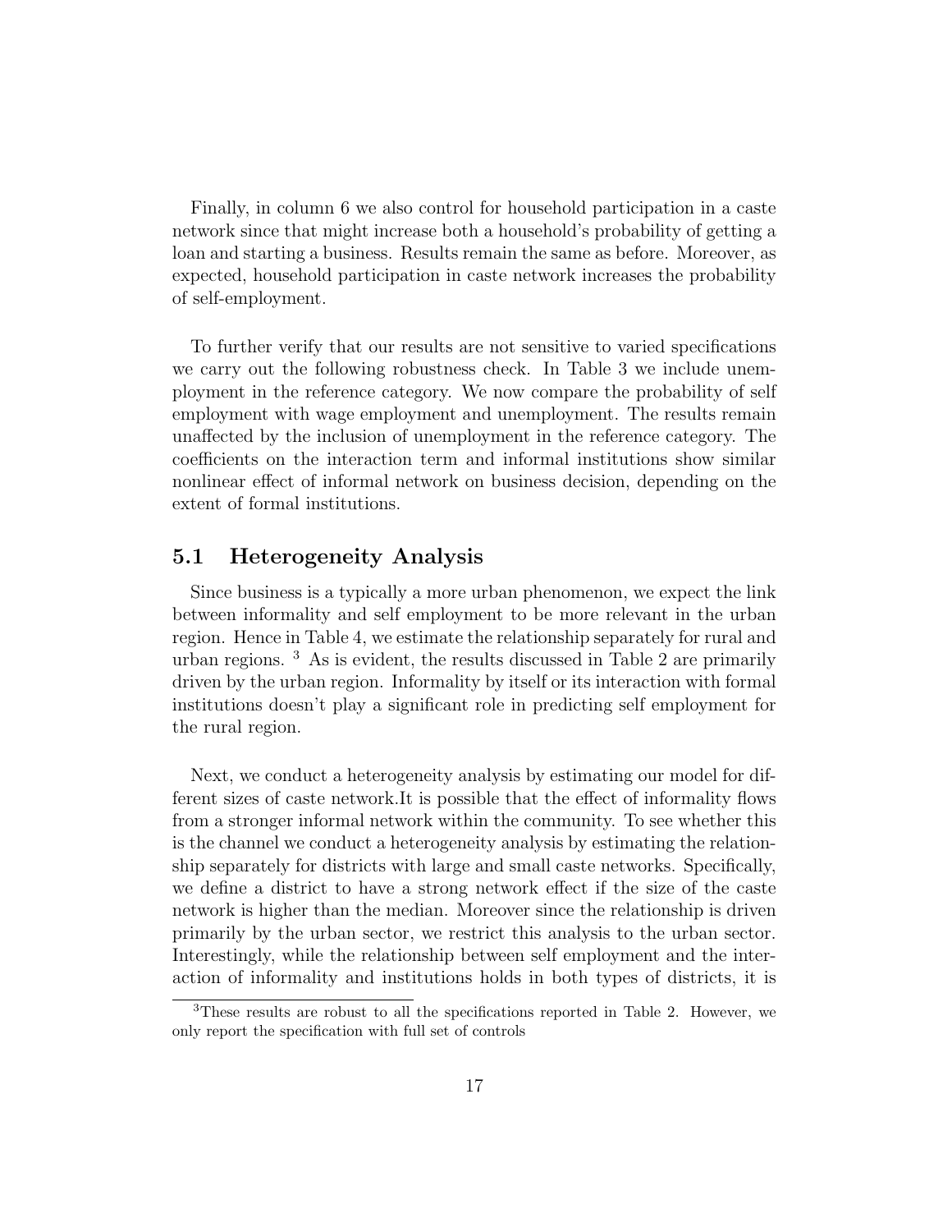Finally, in column 6 we also control for household participation in a caste network since that might increase both a household's probability of getting a loan and starting a business. Results remain the same as before. Moreover, as expected, household participation in caste network increases the probability of self-employment.

To further verify that our results are not sensitive to varied specifications we carry out the following robustness check. In Table 3 we include unemployment in the reference category. We now compare the probability of self employment with wage employment and unemployment. The results remain unaffected by the inclusion of unemployment in the reference category. The coefficients on the interaction term and informal institutions show similar nonlinear effect of informal network on business decision, depending on the extent of formal institutions.

## 5.1 Heterogeneity Analysis

Since business is a typically a more urban phenomenon, we expect the link between informality and self employment to be more relevant in the urban region. Hence in Table 4, we estimate the relationship separately for rural and urban regions. [3] As is evident, the results discussed in Table 2 are primarily driven by the urban region. Informality by itself or its interaction with formal institutions doesn't play a significant role in predicting self employment for the rural region.

Next, we conduct a heterogeneity analysis by estimating our model for different sizes of caste network.It is possible that the effect of informality flows from a stronger informal network within the community. To see whether this is the channel we conduct a heterogeneity analysis by estimating the relationship separately for districts with large and small caste networks. Specifically, we define a district to have a strong network effect if the size of the caste network is higher than the median. Moreover since the relationship is driven primarily by the urban sector, we restrict this analysis to the urban sector. Interestingly, while the relationship between self employment and the interaction of informality and institutions holds in both types of districts, it is

[3] These results are robust to all the specifications reported in Table 2. However, we only report the specification with full set of controls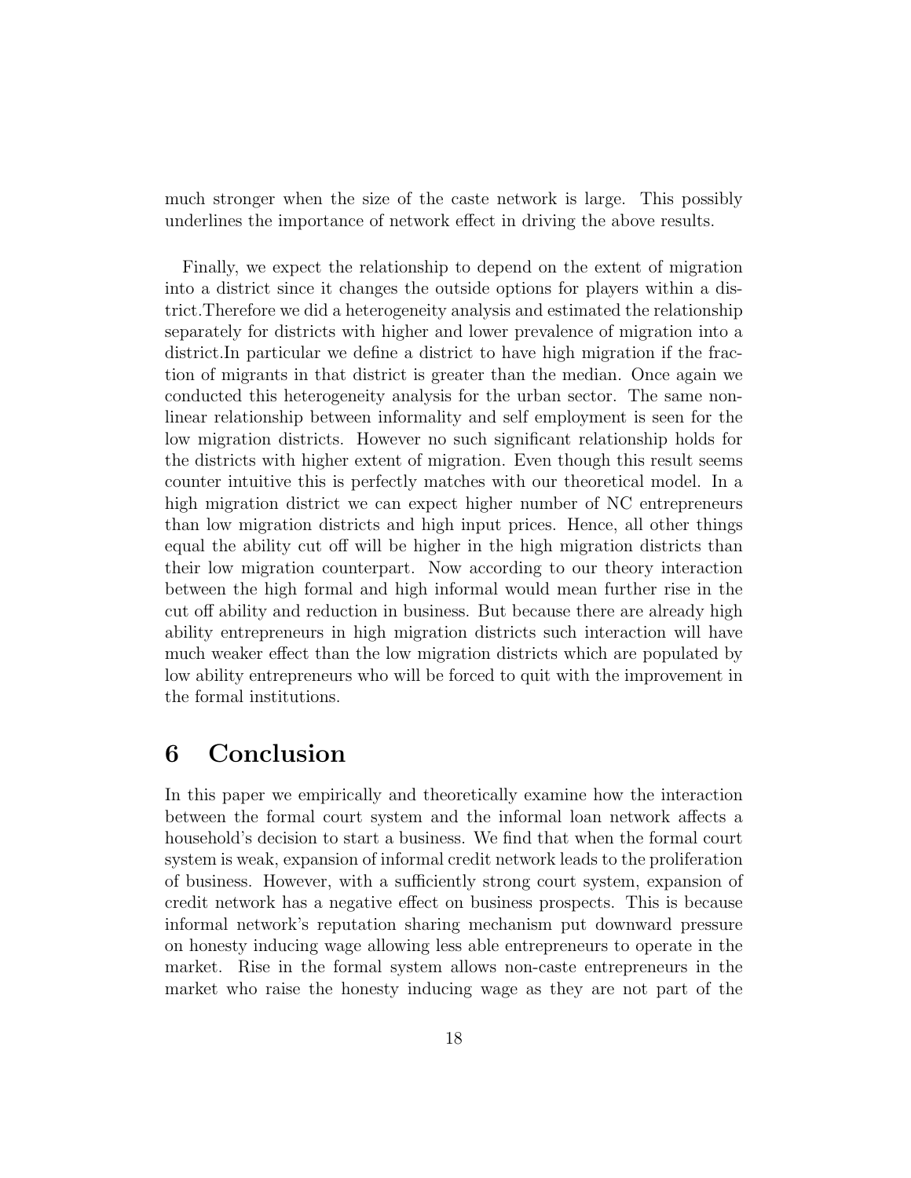much stronger when the size of the caste network is large. This possibly underlines the importance of network effect in driving the above results.

Finally, we expect the relationship to depend on the extent of migration into a district since it changes the outside options for players within a district.Therefore we did a heterogeneity analysis and estimated the relationship separately for districts with higher and lower prevalence of migration into a district.In particular we define a district to have high migration if the fraction of migrants in that district is greater than the median. Once again we conducted this heterogeneity analysis for the urban sector. The same non-linear relationship between informality and self employment is seen for the low migration districts. However no such significant relationship holds for the districts with higher extent of migration. Even though this result seems counter intuitive this is perfectly matches with our theoretical model. In a high migration district we can expect higher number of NC entrepreneurs than low migration districts and high input prices. Hence, all other things equal the ability cut off will be higher in the high migration districts than their low migration counterpart. Now according to our theory interaction between the high formal and high informal would mean further rise in the cut off ability and reduction in business. But because there are already high ability entrepreneurs in high migration districts such interaction will have much weaker effect than the low migration districts which are populated by low ability entrepreneurs who will be forced to quit with the improvement in the formal institutions.

# 6 Conclusion

In this paper we empirically and theoretically examine how the interaction between the formal court system and the informal loan network affects a household's decision to start a business. We find that when the formal court system is weak, expansion of informal credit network leads to the proliferation of business. However, with a sufficiently strong court system, expansion of credit network has a negative effect on business prospects. This is because informal network's reputation sharing mechanism put downward pressure on honesty inducing wage allowing less able entrepreneurs to operate in the market. Rise in the formal system allows non-caste entrepreneurs in the market who raise the honesty inducing wage as they are not part of the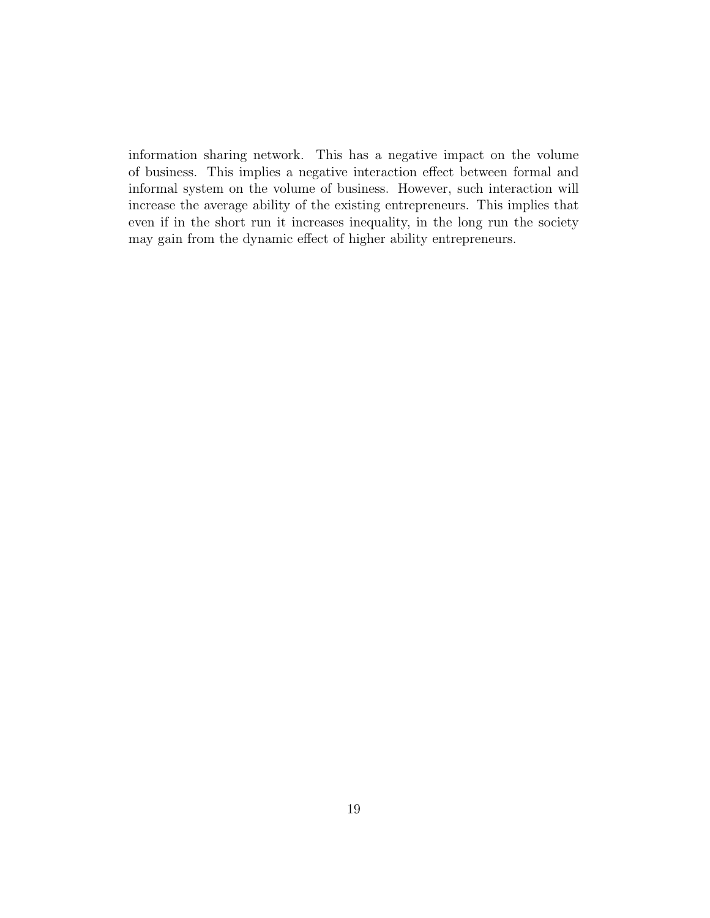information sharing network. This has a negative impact on the volume of business. This implies a negative interaction effect between formal and informal system on the volume of business. However, such interaction will increase the average ability of the existing entrepreneurs. This implies that even if in the short run it increases inequality, in the long run the society may gain from the dynamic effect of higher ability entrepreneurs.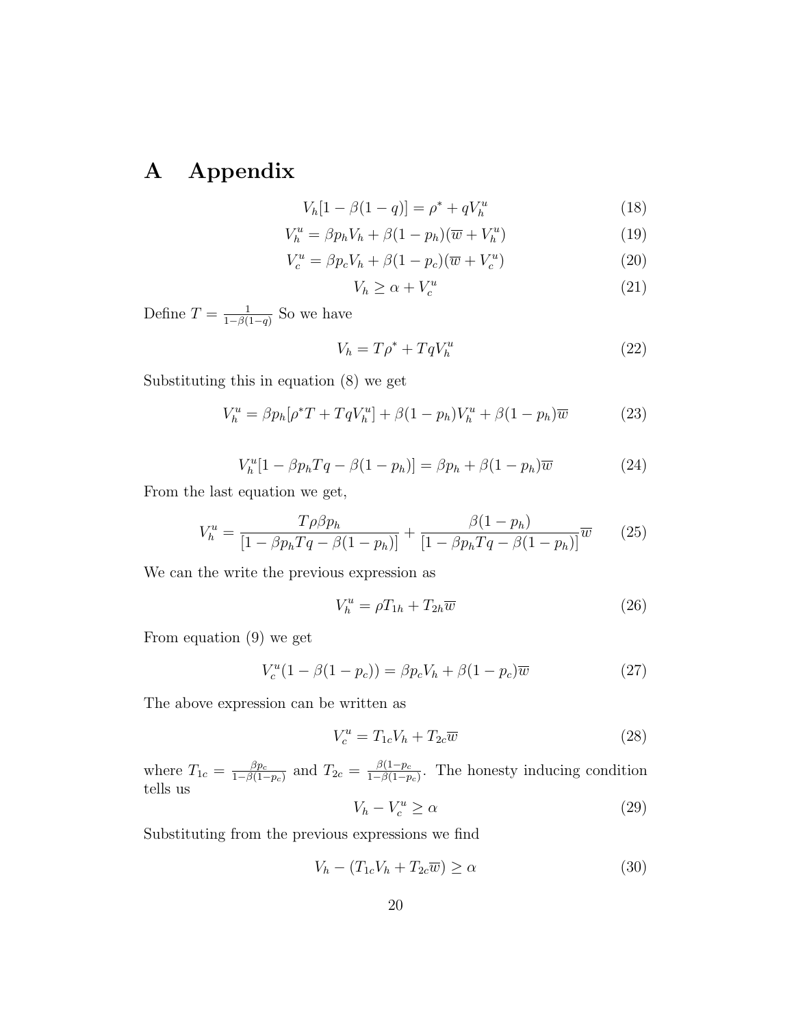# A Appendix

$$V_h[1-\beta(1-q)] = \rho^* + qV_h^u \tag{18}$$

$$V_h^u = \beta p_h V_h + \beta(1-p_h)(\overline{w} + V_h^u) \tag{19}$$

$$V_c^u = \beta p_c V_h + \beta(1-p_c)(\overline{w} + V_c^u) \tag{20}$$

$$V_h \geq \alpha + V_c^u \tag{21}$$

Define $T = \frac{1}{1-\beta(1-q)}$ So we have

$$V_h = T\rho^* + TqV_h^u \tag{22}$$

Substituting this in equation (8) we get

$$V_h^u = \beta p_h[\rho^* T + TqV_h^u] + \beta(1-p_h)V_h^u + \beta(1-p_h)\overline{w} \tag{23}$$

$$V_h^u[1 - \beta p_h T q - \beta(1-p_h)] = \beta p_h + \beta(1-p_h)\overline{w} \tag{24}$$

From the last equation we get,

$$V_h^u = \frac{T\rho\beta p_h}{[1-\beta p_h T q - \beta(1-p_h)]} + \frac{\beta(1-p_h)}{[1-\beta p_h T q - \beta(1-p_h)]}\overline{w} \tag{25}$$

We can the write the previous expression as

$$V_h^u = \rho T_{1h} + T_{2h}\overline{w} \tag{26}$$

From equation (9) we get

$$V_c^u(1-\beta(1-p_c)) = \beta p_c V_h + \beta(1-p_c)\overline{w} \tag{27}$$

The above expression can be written as

$$V_c^u = T_{1c}V_h + T_{2c}\overline{w} \tag{28}$$

where $T_{1c} = \frac{\beta p_c}{1-\beta(1-p_c)}$ and $T_{2c} = \frac{\beta(1-p_c}{1-\beta(1-p_c)}$. The honesty inducing condition tells us

$$V_h - V_c^u \geq \alpha \tag{29}$$

Substituting from the previous expressions we find

$$V_h - (T_{1c}V_h + T_{2c}\overline{w}) \geq \alpha \tag{30}$$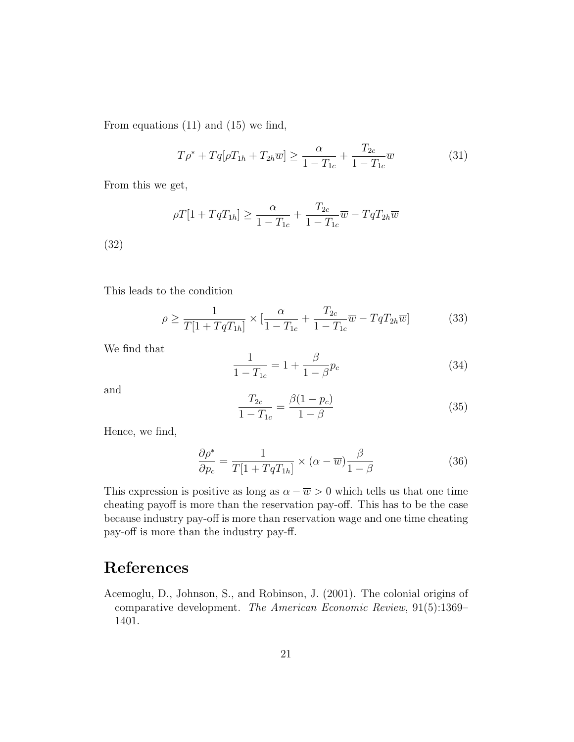From equations (11) and (15) we find,

$$T\rho^* + Tq[\rho T_{1h} + T_{2h}\overline{w}] \geq \frac{\alpha}{1 - T_{1c}} + \frac{T_{2c}}{1 - T_{1c}}\overline{w} \tag{31}$$

From this we get,

$$\rho T[1 + TqT_{1h}] \geq \frac{\alpha}{1 - T_{1c}} + \frac{T_{2c}}{1 - T_{1c}}\overline{w} - TqT_{2h}\overline{w}$$

(32)

This leads to the condition

$$\rho \geq \frac{1}{T[1 + TqT_{1h}]} \times [\frac{\alpha}{1 - T_{1c}} + \frac{T_{2c}}{1 - T_{1c}}\overline{w} - TqT_{2h}\overline{w}] \tag{33}$$

We find that

$$\frac{1}{1 - T_{1c}} = 1 + \frac{\beta}{1 - \beta}p_c \tag{34}$$

and

$$\frac{T_{2c}}{1 - T_{1c}} = \frac{\beta(1 - p_c)}{1 - \beta} \tag{35}$$

Hence, we find,

$$\frac{\partial \rho^*}{\partial p_c} = \frac{1}{T[1 + TqT_{1h}]} \times (\alpha - \overline{w})\frac{\beta}{1 - \beta} \tag{36}$$

This expression is positive as long as $\alpha - \overline{w} > 0$ which tells us that one time cheating payoff is more than the reservation pay-off. This has to be the case because industry pay-off is more than reservation wage and one time cheating pay-off is more than the industry pay-ff.

# References

Acemoglu, D., Johnson, S., and Robinson, J. (2001). The colonial origins of comparative development. *The American Economic Review*, 91(5):1369–1401.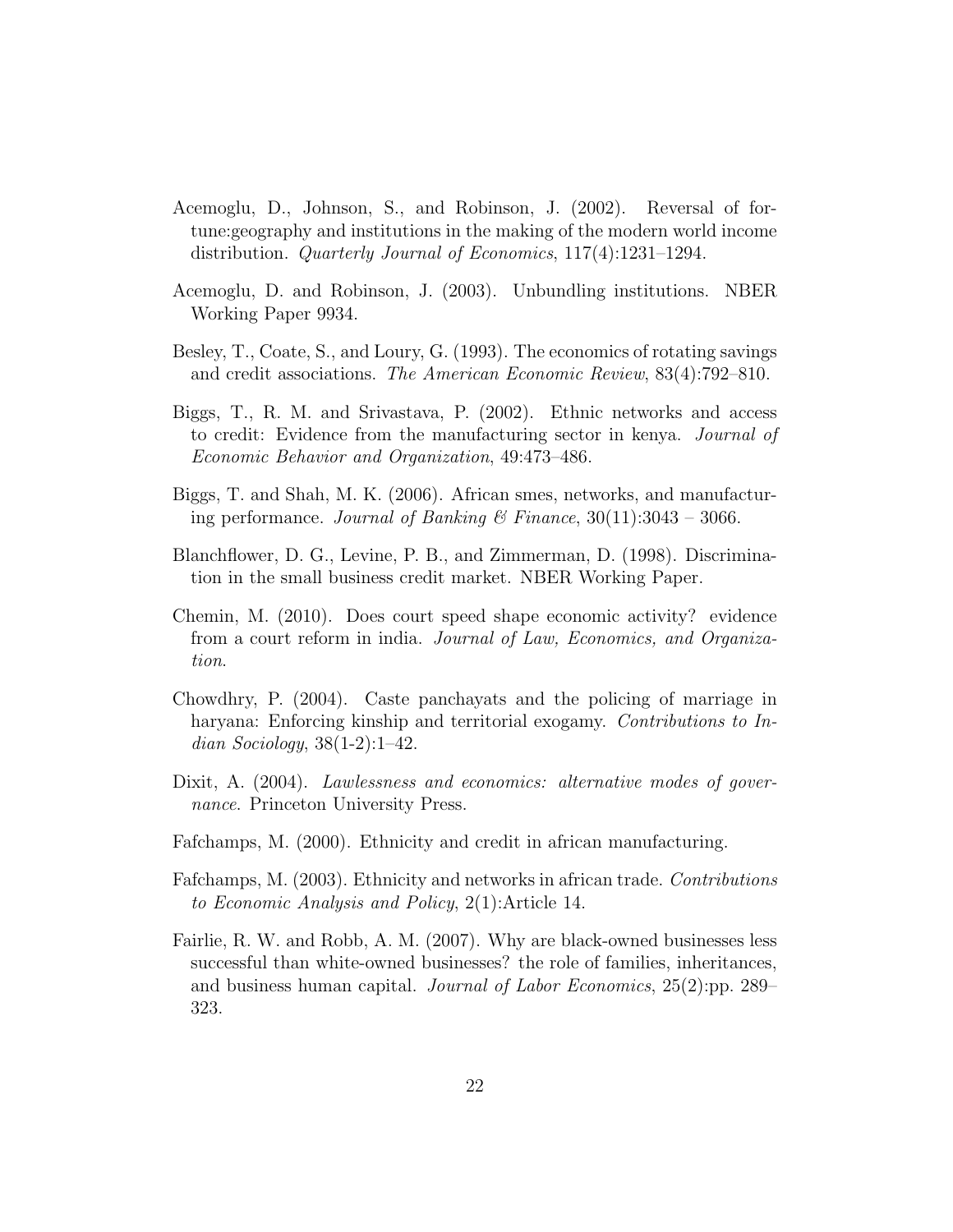Acemoglu, D., Johnson, S., and Robinson, J. (2002). Reversal of fortune:geography and institutions in the making of the modern world income distribution. *Quarterly Journal of Economics*, 117(4):1231–1294.

Acemoglu, D. and Robinson, J. (2003). Unbundling institutions. NBER Working Paper 9934.

Besley, T., Coate, S., and Loury, G. (1993). The economics of rotating savings and credit associations. *The American Economic Review*, 83(4):792–810.

Biggs, T., R. M. and Srivastava, P. (2002). Ethnic networks and access to credit: Evidence from the manufacturing sector in kenya. *Journal of Economic Behavior and Organization*, 49:473–486.

Biggs, T. and Shah, M. K. (2006). African smes, networks, and manufacturing performance. *Journal of Banking & Finance*, 30(11):3043 – 3066.

Blanchflower, D. G., Levine, P. B., and Zimmerman, D. (1998). Discrimination in the small business credit market. NBER Working Paper.

Chemin, M. (2010). Does court speed shape economic activity? evidence from a court reform in india. *Journal of Law, Economics, and Organization*.

Chowdhry, P. (2004). Caste panchayats and the policing of marriage in haryana: Enforcing kinship and territorial exogamy. *Contributions to Indian Sociology*, 38(1-2):1–42.

Dixit, A. (2004). *Lawlessness and economics: alternative modes of governance*. Princeton University Press.

Fafchamps, M. (2000). Ethnicity and credit in african manufacturing.

Fafchamps, M. (2003). Ethnicity and networks in african trade. *Contributions to Economic Analysis and Policy*, 2(1):Article 14.

Fairlie, R. W. and Robb, A. M. (2007). Why are black-owned businesses less successful than white-owned businesses? the role of families, inheritances, and business human capital. *Journal of Labor Economics*, 25(2):pp. 289–323.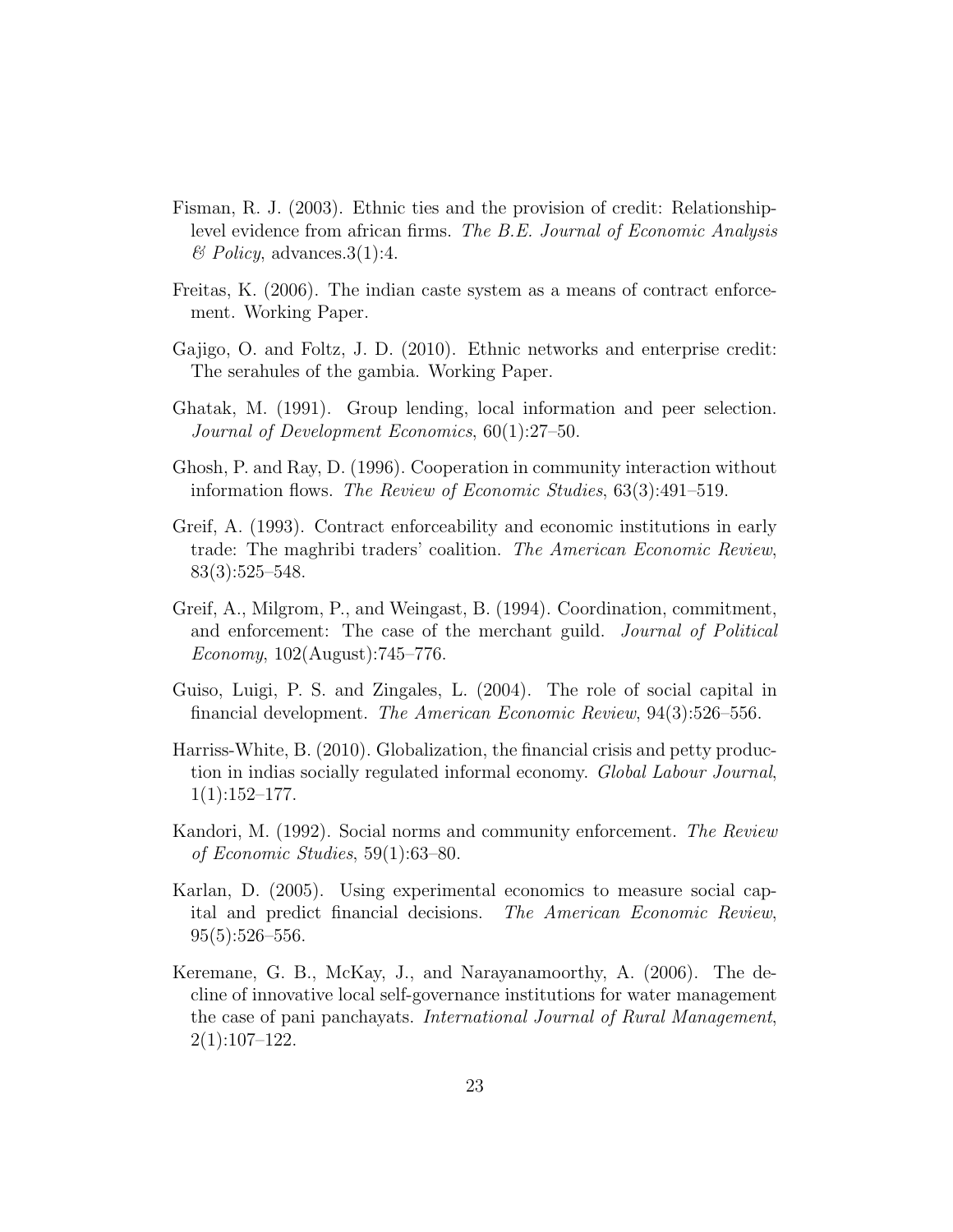Fisman, R. J. (2003). Ethnic ties and the provision of credit: Relationship-level evidence from african firms. *The B.E. Journal of Economic Analysis & Policy*, advances.3(1):4.

Freitas, K. (2006). The indian caste system as a means of contract enforcement. Working Paper.

Gajigo, O. and Foltz, J. D. (2010). Ethnic networks and enterprise credit: The serahules of the gambia. Working Paper.

Ghatak, M. (1991). Group lending, local information and peer selection. *Journal of Development Economics*, 60(1):27–50.

Ghosh, P. and Ray, D. (1996). Cooperation in community interaction without information flows. *The Review of Economic Studies*, 63(3):491–519.

Greif, A. (1993). Contract enforceability and economic institutions in early trade: The maghribi traders' coalition. *The American Economic Review*, 83(3):525–548.

Greif, A., Milgrom, P., and Weingast, B. (1994). Coordination, commitment, and enforcement: The case of the merchant guild. *Journal of Political Economy*, 102(August):745–776.

Guiso, Luigi, P. S. and Zingales, L. (2004). The role of social capital in financial development. *The American Economic Review*, 94(3):526–556.

Harriss-White, B. (2010). Globalization, the financial crisis and petty production in indias socially regulated informal economy. *Global Labour Journal*, 1(1):152–177.

Kandori, M. (1992). Social norms and community enforcement. *The Review of Economic Studies*, 59(1):63–80.

Karlan, D. (2005). Using experimental economics to measure social capital and predict financial decisions. *The American Economic Review*, 95(5):526–556.

Keremane, G. B., McKay, J., and Narayanamoorthy, A. (2006). The decline of innovative local self-governance institutions for water management the case of pani panchayats. *International Journal of Rural Management*, 2(1):107–122.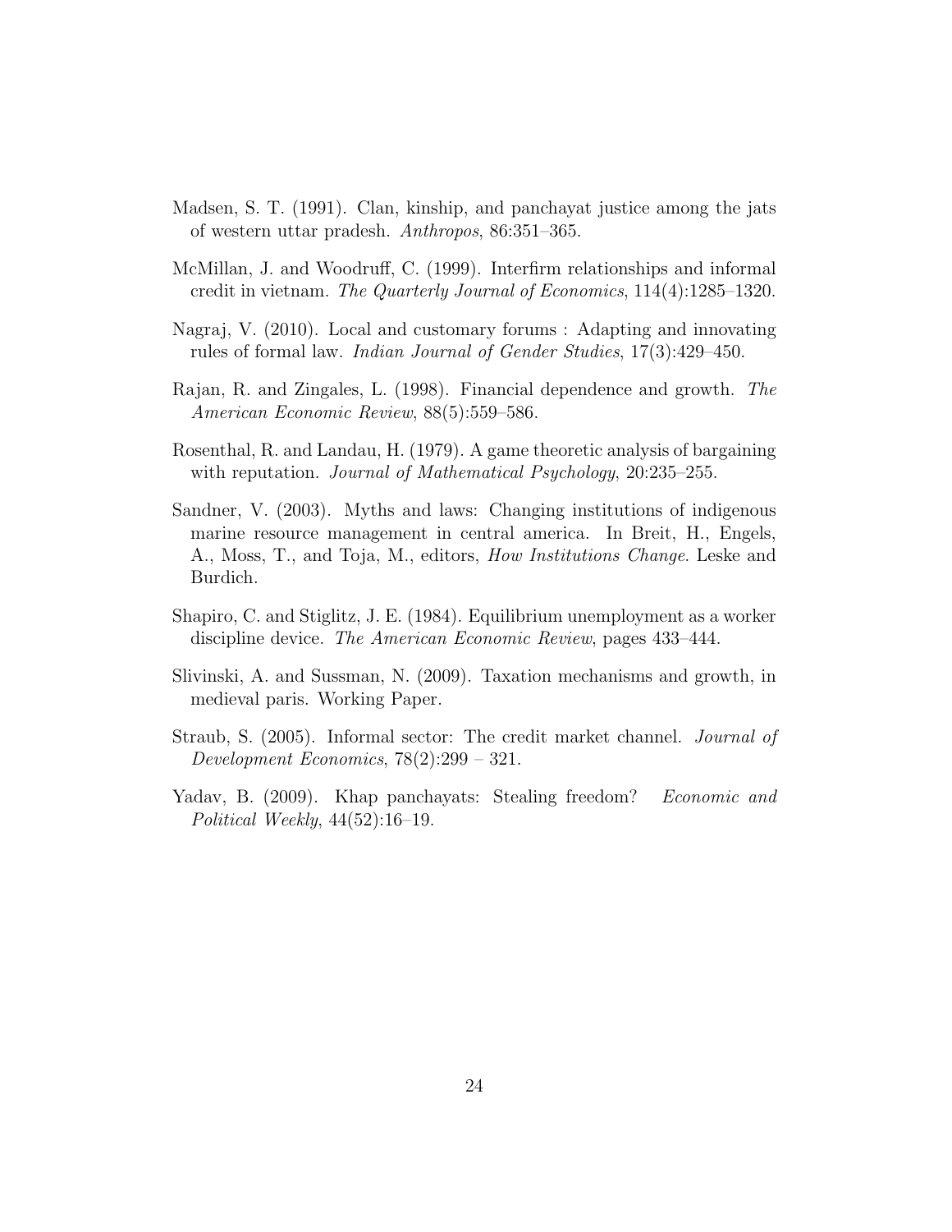Madsen, S. T. (1991). Clan, kinship, and panchayat justice among the jats of western uttar pradesh. *Anthropos*, 86:351–365.

McMillan, J. and Woodruff, C. (1999). Interfirm relationships and informal credit in vietnam. *The Quarterly Journal of Economics*, 114(4):1285–1320.

Nagraj, V. (2010). Local and customary forums : Adapting and innovating rules of formal law. *Indian Journal of Gender Studies*, 17(3):429–450.

Rajan, R. and Zingales, L. (1998). Financial dependence and growth. *The American Economic Review*, 88(5):559–586.

Rosenthal, R. and Landau, H. (1979). A game theoretic analysis of bargaining with reputation. *Journal of Mathematical Psychology*, 20:235–255.

Sandner, V. (2003). Myths and laws: Changing institutions of indigenous marine resource management in central america. In Breit, H., Engels, A., Moss, T., and Toja, M., editors, *How Institutions Change*. Leske and Burdich.

Shapiro, C. and Stiglitz, J. E. (1984). Equilibrium unemployment as a worker discipline device. *The American Economic Review*, pages 433–444.

Slivinski, A. and Sussman, N. (2009). Taxation mechanisms and growth, in medieval paris. Working Paper.

Straub, S. (2005). Informal sector: The credit market channel. *Journal of Development Economics*, 78(2):299 – 321.

Yadav, B. (2009). Khap panchayats: Stealing freedom? *Economic and Political Weekly*, 44(52):16–19.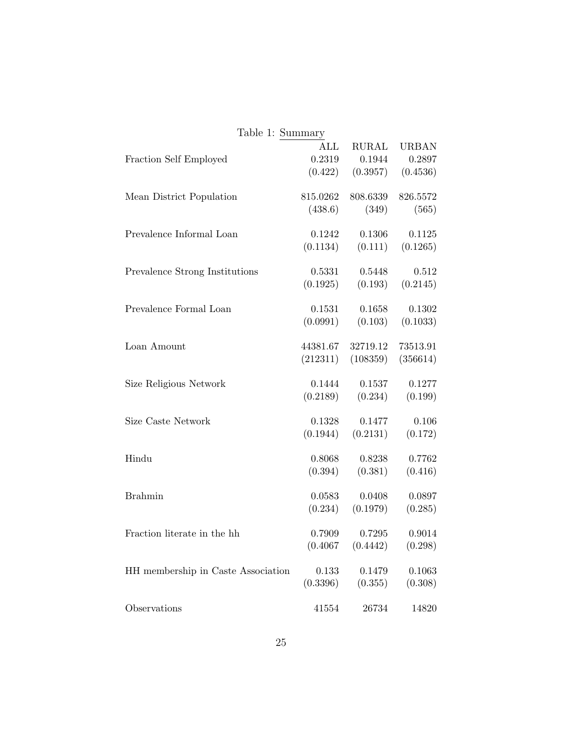Table 1: Summary

| | ALL | RURAL | URBAN |
|---|---|---|---|
| Fraction Self Employed | 0.2319 | 0.1944 | 0.2897 |
| | (0.422) | (0.3957) | (0.4536) |
| Mean District Population | 815.0262 | 808.6339 | 826.5572 |
| | (438.6) | (349) | (565) |
| Prevalence Informal Loan | 0.1242 | 0.1306 | 0.1125 |
| | (0.1134) | (0.111) | (0.1265) |
| Prevalence Strong Institutions | 0.5331 | 0.5448 | 0.512 |
| | (0.1925) | (0.193) | (0.2145) |
| Prevalence Formal Loan | 0.1531 | 0.1658 | 0.1302 |
| | (0.0991) | (0.103) | (0.1033) |
| Loan Amount | 44381.67 | 32719.12 | 73513.91 |
| | (212311) | (108359) | (356614) |
| Size Religious Network | 0.1444 | 0.1537 | 0.1277 |
| | (0.2189) | (0.234) | (0.199) |
| Size Caste Network | 0.1328 | 0.1477 | 0.106 |
| | (0.1944) | (0.2131) | (0.172) |
| Hindu | 0.8068 | 0.8238 | 0.7762 |
| | (0.394) | (0.381) | (0.416) |
| Brahmin | 0.0583 | 0.0408 | 0.0897 |
| | (0.234) | (0.1979) | (0.285) |
| Fraction literate in the hh | 0.7909 | 0.7295 | 0.9014 |
| | (0.4067 | (0.4442) | (0.298) |
| HH membership in Caste Association | 0.133 | 0.1479 | 0.1063 |
| | (0.3396) | (0.355) | (0.308) |
| Observations | 41554 | 26734 | 14820 |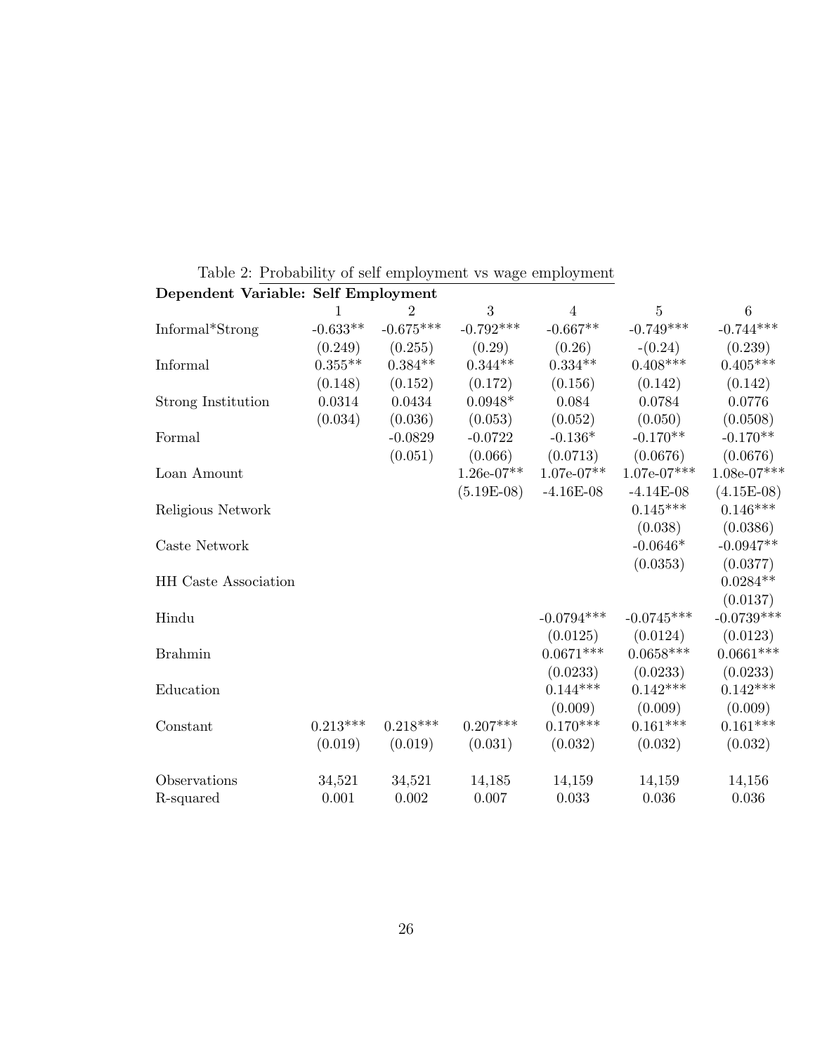Table 2: Probability of self employment vs wage employment

| **Dependent Variable: Self Employment** | | | | | | |
|---|---|---|---|---|---|---|
| | 1 | 2 | 3 | 4 | 5 | 6 |
| Informal*Strong | -0.633** | -0.675*** | -0.792*** | -0.667** | -0.749*** | -0.744*** |
| | (0.249) | (0.255) | (0.29) | (0.26) | -(0.24) | (0.239) |
| Informal | 0.355** | 0.384** | 0.344** | 0.334** | 0.408*** | 0.405*** |
| | (0.148) | (0.152) | (0.172) | (0.156) | (0.142) | (0.142) |
| Strong Institution | 0.0314 | 0.0434 | 0.0948* | 0.084 | 0.0784 | 0.0776 |
| | (0.034) | (0.036) | (0.053) | (0.052) | (0.050) | (0.0508) |
| Formal | | -0.0829 | -0.0722 | -0.136* | -0.170** | -0.170** |
| | | (0.051) | (0.066) | (0.0713) | (0.0676) | (0.0676) |
| Loan Amount | | | 1.26e-07** | 1.07e-07** | 1.07e-07*** | 1.08e-07*** |
| | | | (5.19E-08) | -4.16E-08 | -4.14E-08 | (4.15E-08) |
| Religious Network | | | | | 0.145*** | 0.146*** |
| | | | | | (0.038) | (0.0386) |
| Caste Network | | | | | -0.0646* | -0.0947** |
| | | | | | (0.0353) | (0.0377) |
| HH Caste Association | | | | | | 0.0284** |
| | | | | | | (0.0137) |
| Hindu | | | | -0.0794*** | -0.0745*** | -0.0739*** |
| | | | | (0.0125) | (0.0124) | (0.0123) |
| Brahmin | | | | 0.0671*** | 0.0658*** | 0.0661*** |
| | | | | (0.0233) | (0.0233) | (0.0233) |
| Education | | | | 0.144*** | 0.142*** | 0.142*** |
| | | | | (0.009) | (0.009) | (0.009) |
| Constant | 0.213*** | 0.218*** | 0.207*** | 0.170*** | 0.161*** | 0.161*** |
| | (0.019) | (0.019) | (0.031) | (0.032) | (0.032) | (0.032) |
| Observations | 34,521 | 34,521 | 14,185 | 14,159 | 14,159 | 14,156 |
| R-squared | 0.001 | 0.002 | 0.007 | 0.033 | 0.036 | 0.036 |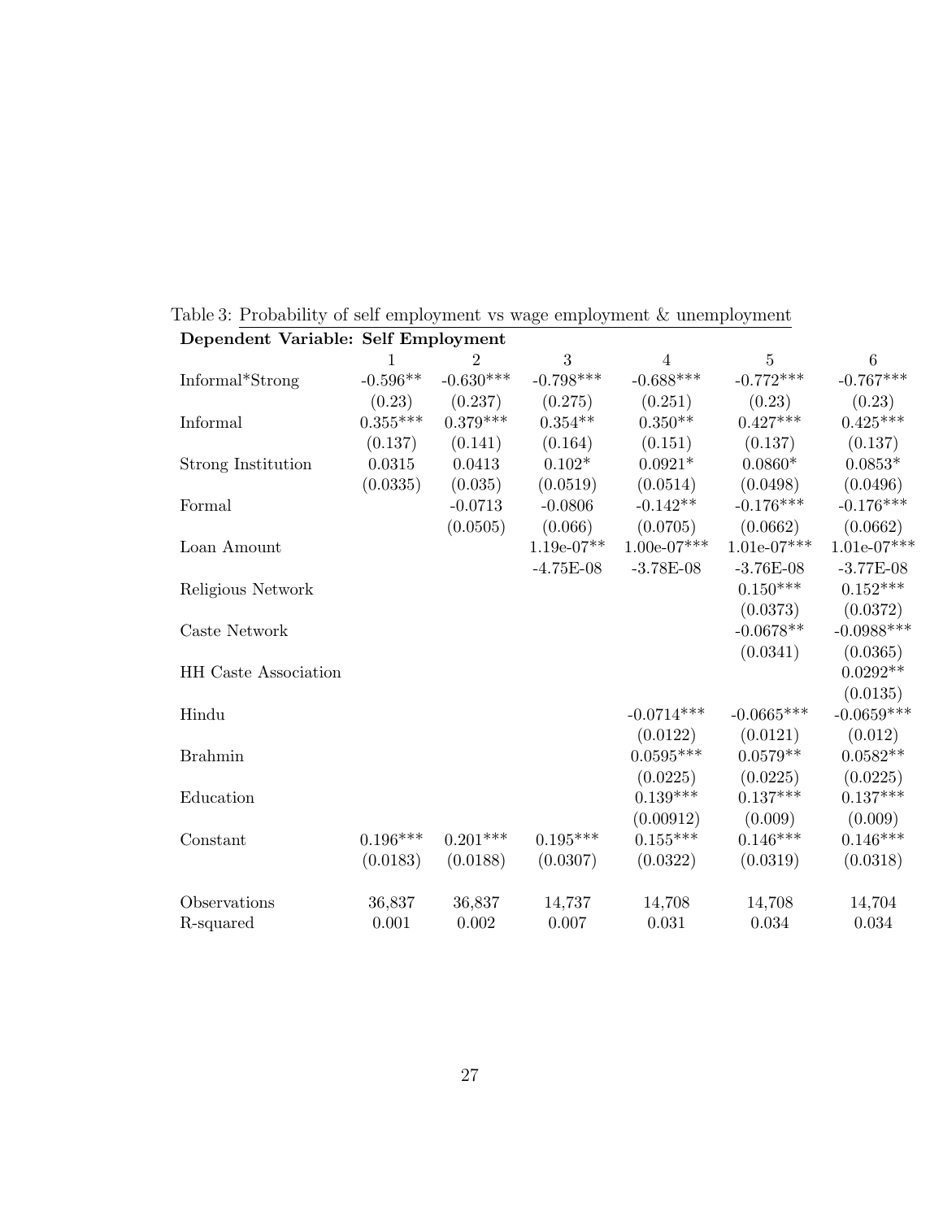Table 3: Probability of self employment vs wage employment & unemployment

| **Dependent Variable: Self Employment** | | | | | | |
|---|---|---|---|---|---|---|
| | 1 | 2 | 3 | 4 | 5 | 6 |
| Informal*Strong | -0.596** | -0.630*** | -0.798*** | -0.688*** | -0.772*** | -0.767*** |
| | (0.23) | (0.237) | (0.275) | (0.251) | (0.23) | (0.23) |
| Informal | 0.355*** | 0.379*** | 0.354** | 0.350** | 0.427*** | 0.425*** |
| | (0.137) | (0.141) | (0.164) | (0.151) | (0.137) | (0.137) |
| Strong Institution | 0.0315 | 0.0413 | 0.102* | 0.0921* | 0.0860* | 0.0853* |
| | (0.0335) | (0.035) | (0.0519) | (0.0514) | (0.0498) | (0.0496) |
| Formal | | -0.0713 | -0.0806 | -0.142** | -0.176*** | -0.176*** |
| | | (0.0505) | (0.066) | (0.0705) | (0.0662) | (0.0662) |
| Loan Amount | | | 1.19e-07** | 1.00e-07*** | 1.01e-07*** | 1.01e-07*** |
| | | | -4.75E-08 | -3.78E-08 | -3.76E-08 | -3.77E-08 |
| Religious Network | | | | | 0.150*** | 0.152*** |
| | | | | | (0.0373) | (0.0372) |
| Caste Network | | | | | -0.0678** | -0.0988*** |
| | | | | | (0.0341) | (0.0365) |
| HH Caste Association | | | | | | 0.0292** |
| | | | | | | (0.0135) |
| Hindu | | | | -0.0714*** | -0.0665*** | -0.0659*** |
| | | | | (0.0122) | (0.0121) | (0.012) |
| Brahmin | | | | 0.0595*** | 0.0579** | 0.0582** |
| | | | | (0.0225) | (0.0225) | (0.0225) |
| Education | | | | 0.139*** | 0.137*** | 0.137*** |
| | | | | (0.00912) | (0.009) | (0.009) |
| Constant | 0.196*** | 0.201*** | 0.195*** | 0.155*** | 0.146*** | 0.146*** |
| | (0.0183) | (0.0188) | (0.0307) | (0.0322) | (0.0319) | (0.0318) |
| Observations | 36,837 | 36,837 | 14,737 | 14,708 | 14,708 | 14,704 |
| R-squared | 0.001 | 0.002 | 0.007 | 0.031 | 0.034 | 0.034 |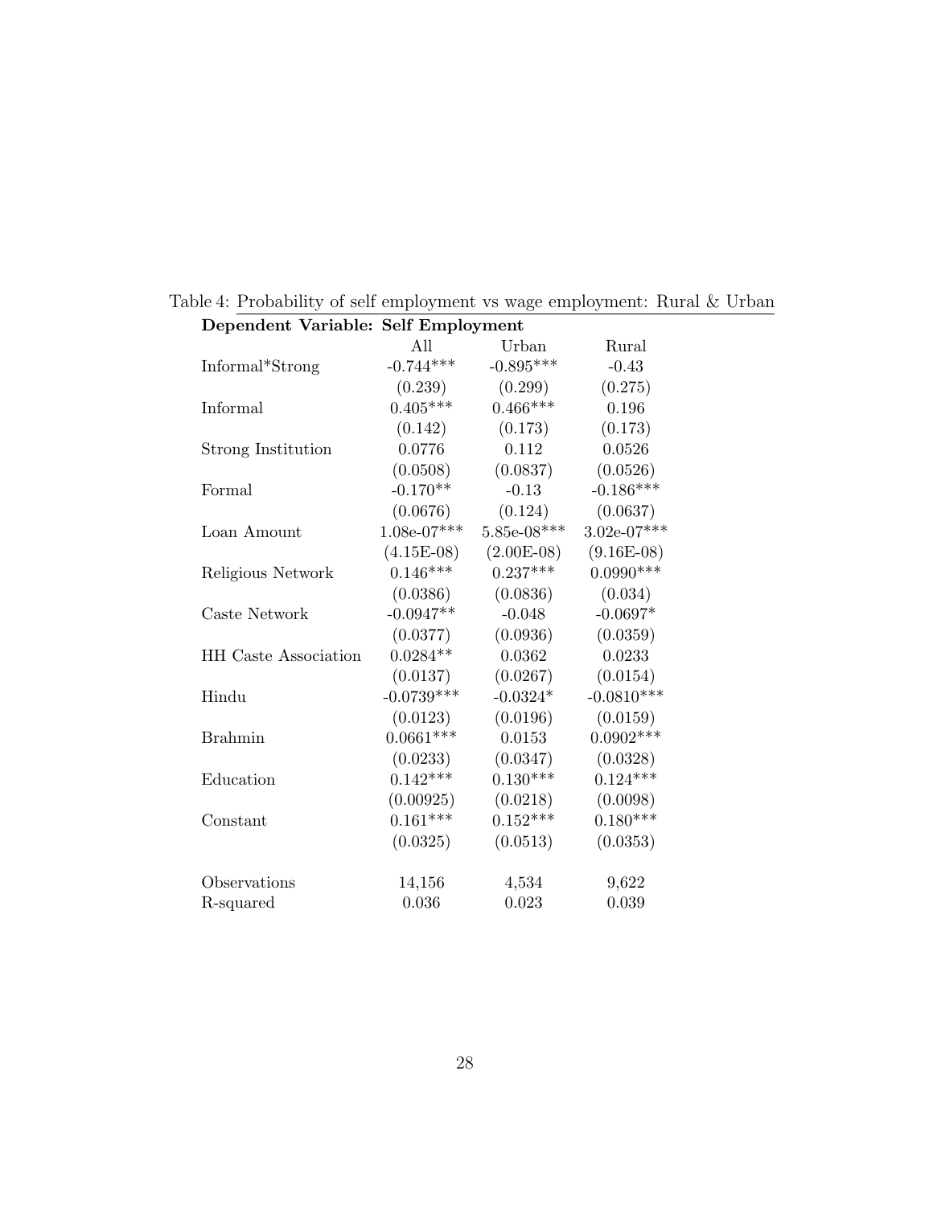Table 4: Probability of self employment vs wage employment: Rural & Urban

| **Dependent Variable: Self Employment** | | | |
|---|---|---|---|
| | All | Urban | Rural |
| Informal*Strong | -0.744*** | -0.895*** | -0.43 |
| | (0.239) | (0.299) | (0.275) |
| Informal | 0.405*** | 0.466*** | 0.196 |
| | (0.142) | (0.173) | (0.173) |
| Strong Institution | 0.0776 | 0.112 | 0.0526 |
| | (0.0508) | (0.0837) | (0.0526) |
| Formal | -0.170** | -0.13 | -0.186*** |
| | (0.0676) | (0.124) | (0.0637) |
| Loan Amount | 1.08e-07*** | 5.85e-08*** | 3.02e-07*** |
| | (4.15E-08) | (2.00E-08) | (9.16E-08) |
| Religious Network | 0.146*** | 0.237*** | 0.0990*** |
| | (0.0386) | (0.0836) | (0.034) |
| Caste Network | -0.0947** | -0.048 | -0.0697* |
| | (0.0377) | (0.0936) | (0.0359) |
| HH Caste Association | 0.0284** | 0.0362 | 0.0233 |
| | (0.0137) | (0.0267) | (0.0154) |
| Hindu | -0.0739*** | -0.0324* | -0.0810*** |
| | (0.0123) | (0.0196) | (0.0159) |
| Brahmin | 0.0661*** | 0.0153 | 0.0902*** |
| | (0.0233) | (0.0347) | (0.0328) |
| Education | 0.142*** | 0.130*** | 0.124*** |
| | (0.00925) | (0.0218) | (0.0098) |
| Constant | 0.161*** | 0.152*** | 0.180*** |
| | (0.0325) | (0.0513) | (0.0353) |
| Observations | 14,156 | 4,534 | 9,622 |
| R-squared | 0.036 | 0.023 | 0.039 |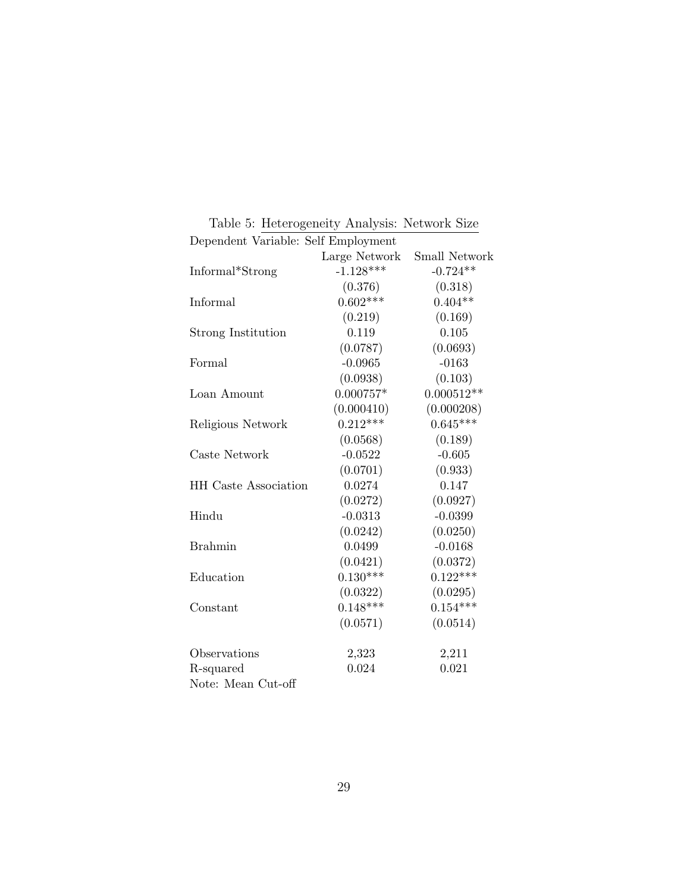Table 5: Heterogeneity Analysis: Network Size

Dependent Variable: Self Employment

| | Large Network | Small Network |
|---|---|---|
| Informal*Strong | -1.128*** | -0.724** |
| | (0.376) | (0.318) |
| Informal | 0.602*** | 0.404** |
| | (0.219) | (0.169) |
| Strong Institution | 0.119 | 0.105 |
| | (0.0787) | (0.0693) |
| Formal | -0.0965 | -0163 |
| | (0.0938) | (0.103) |
| Loan Amount | 0.000757* | 0.000512** |
| | (0.000410) | (0.000208) |
| Religious Network | 0.212*** | 0.645*** |
| | (0.0568) | (0.189) |
| Caste Network | -0.0522 | -0.605 |
| | (0.0701) | (0.933) |
| HH Caste Association | 0.0274 | 0.147 |
| | (0.0272) | (0.0927) |
| Hindu | -0.0313 | -0.0399 |
| | (0.0242) | (0.0250) |
| Brahmin | 0.0499 | -0.0168 |
| | (0.0421) | (0.0372) |
| Education | 0.130*** | 0.122*** |
| | (0.0322) | (0.0295) |
| Constant | 0.148*** | 0.154*** |
| | (0.0571) | (0.0514) |
| | | |
| Observations | 2,323 | 2,211 |
| R-squared | 0.024 | 0.021 |

Note: Mean Cut-off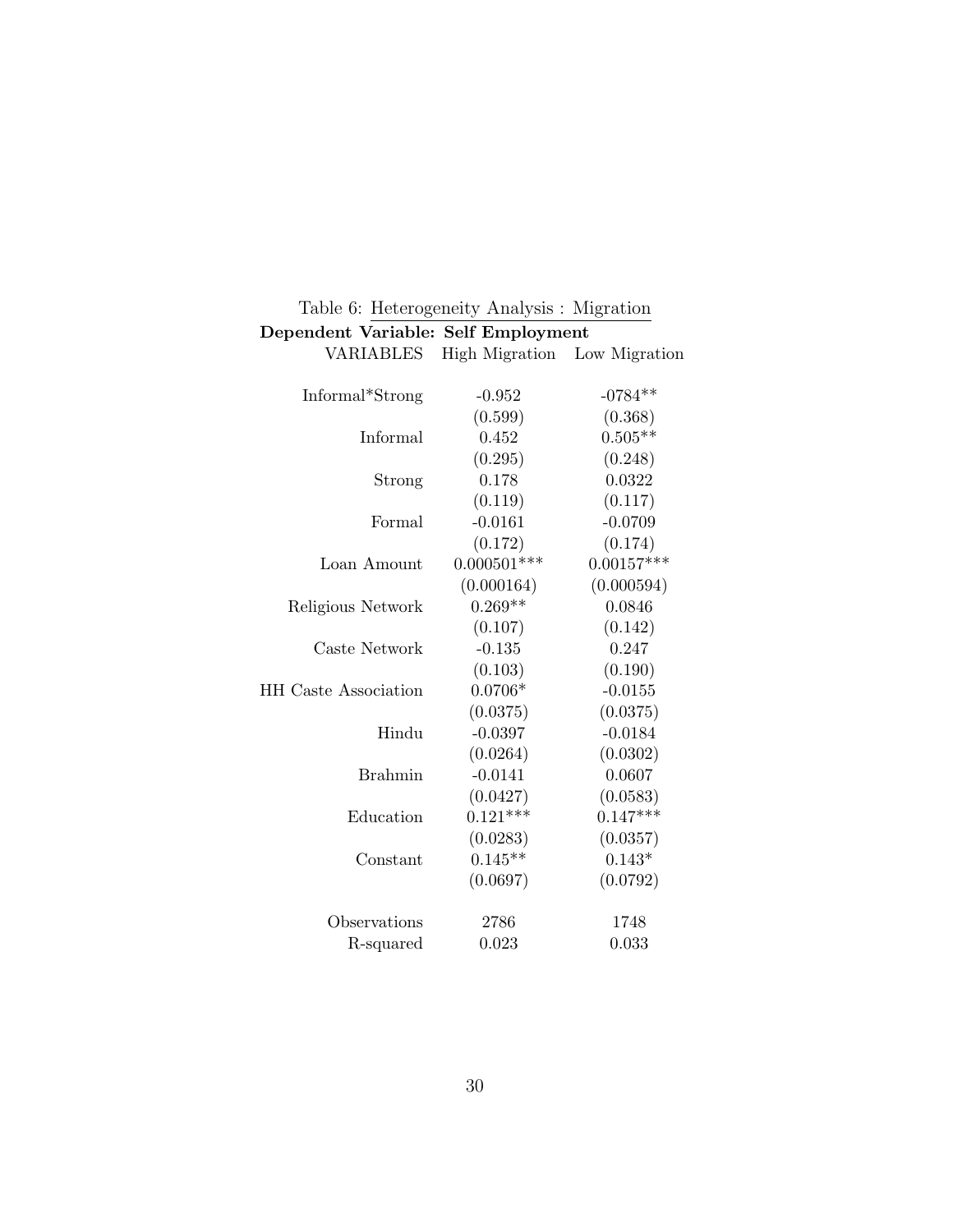Table 6: Heterogeneity Analysis : Migration

**Dependent Variable: Self Employment**

| VARIABLES | High Migration | Low Migration |
|---|---|---|
| Informal*Strong | -0.952 | -0784** |
| | (0.599) | (0.368) |
| Informal | 0.452 | 0.505** |
| | (0.295) | (0.248) |
| Strong | 0.178 | 0.0322 |
| | (0.119) | (0.117) |
| Formal | -0.0161 | -0.0709 |
| | (0.172) | (0.174) |
| Loan Amount | 0.000501*** | 0.00157*** |
| | (0.000164) | (0.000594) |
| Religious Network | 0.269** | 0.0846 |
| | (0.107) | (0.142) |
| Caste Network | -0.135 | 0.247 |
| | (0.103) | (0.190) |
| HH Caste Association | 0.0706* | -0.0155 |
| | (0.0375) | (0.0375) |
| Hindu | -0.0397 | -0.0184 |
| | (0.0264) | (0.0302) |
| Brahmin | -0.0141 | 0.0607 |
| | (0.0427) | (0.0583) |
| Education | 0.121*** | 0.147*** |
| | (0.0283) | (0.0357) |
| Constant | 0.145** | 0.143* |
| | (0.0697) | (0.0792) |
| Observations | 2786 | 1748 |
| R-squared | 0.023 | 0.033 |